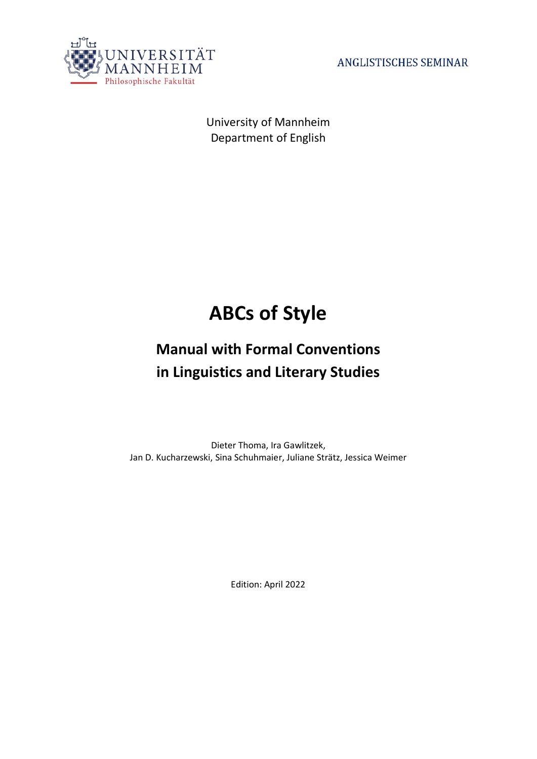UNIVERSITÄT MANNHEIM
Philosophische Fakultät

ANGLISTISCHES SEMINAR

University of Mannheim
Department of English

# ABCs of Style

## Manual with Formal Conventions in Linguistics and Literary Studies

Dieter Thoma, Ira Gawlitzek,
Jan D. Kucharzewski, Sina Schuhmaier, Juliane Strätz, Jessica Weimer

Edition: April 2022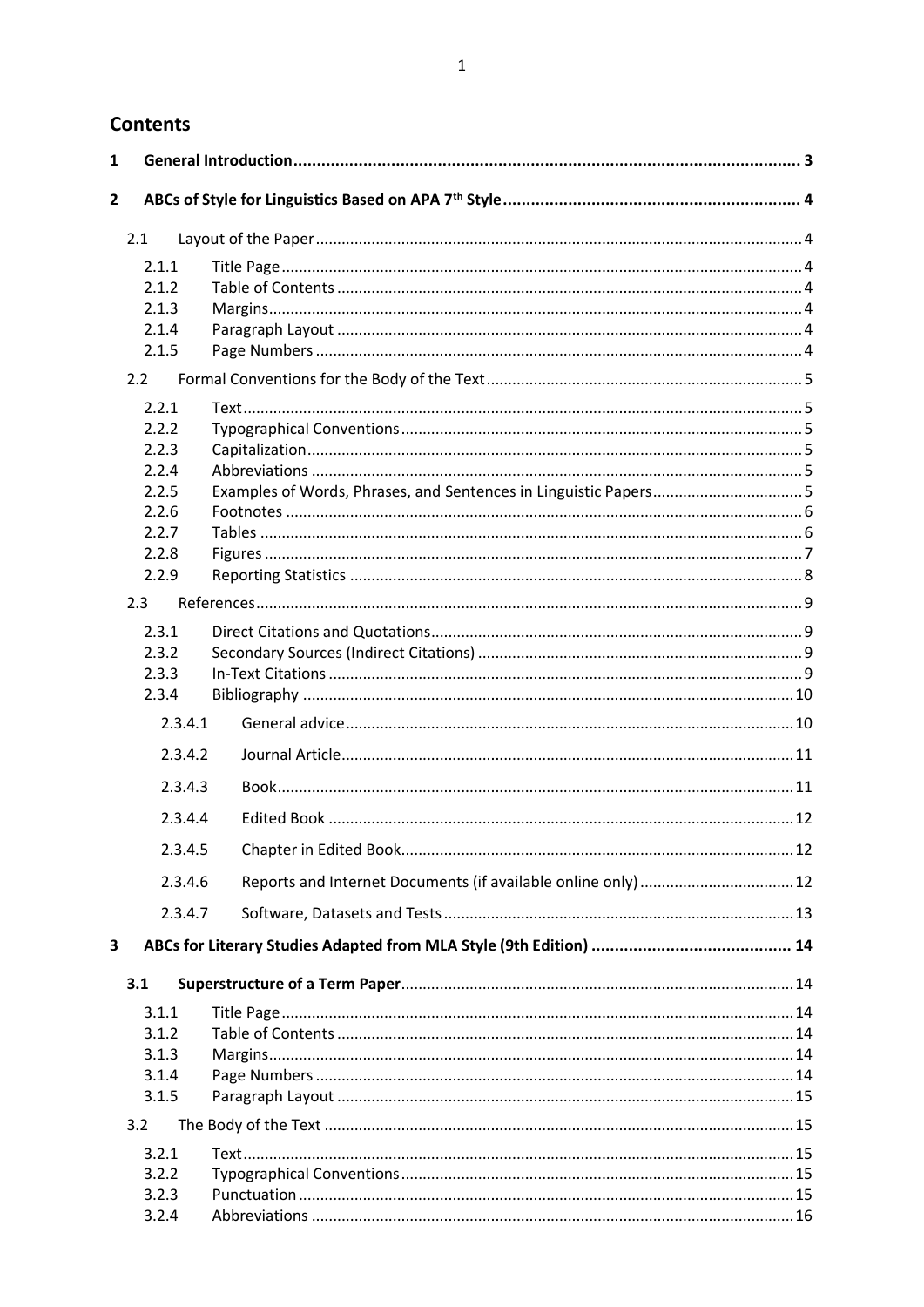# Contents

**1 General Introduction ... 3**

**2 ABCs of Style for Linguistics Based on APA 7th Style ... 4**

- 2.1 Layout of the Paper ... 4
  - 2.1.1 Title Page ... 4
  - 2.1.2 Table of Contents ... 4
  - 2.1.3 Margins ... 4
  - 2.1.4 Paragraph Layout ... 4
  - 2.1.5 Page Numbers ... 4
- 2.2 Formal Conventions for the Body of the Text ... 5
  - 2.2.1 Text ... 5
  - 2.2.2 Typographical Conventions ... 5
  - 2.2.3 Capitalization ... 5
  - 2.2.4 Abbreviations ... 5
  - 2.2.5 Examples of Words, Phrases, and Sentences in Linguistic Papers ... 5
  - 2.2.6 Footnotes ... 6
  - 2.2.7 Tables ... 6
  - 2.2.8 Figures ... 7
  - 2.2.9 Reporting Statistics ... 8
- 2.3 References ... 9
  - 2.3.1 Direct Citations and Quotations ... 9
  - 2.3.2 Secondary Sources (Indirect Citations) ... 9
  - 2.3.3 In-Text Citations ... 9
  - 2.3.4 Bibliography ... 10
    - 2.3.4.1 General advice ... 10
    - 2.3.4.2 Journal Article ... 11
    - 2.3.4.3 Book ... 11
    - 2.3.4.4 Edited Book ... 12
    - 2.3.4.5 Chapter in Edited Book ... 12
    - 2.3.4.6 Reports and Internet Documents (if available online only) ... 12
    - 2.3.4.7 Software, Datasets and Tests ... 13

**3 ABCs for Literary Studies Adapted from MLA Style (9th Edition) ... 14**

- **3.1 Superstructure of a Term Paper ... 14**
  - 3.1.1 Title Page ... 14
  - 3.1.2 Table of Contents ... 14
  - 3.1.3 Margins ... 14
  - 3.1.4 Page Numbers ... 14
  - 3.1.5 Paragraph Layout ... 15
- 3.2 The Body of the Text ... 15
  - 3.2.1 Text ... 15
  - 3.2.2 Typographical Conventions ... 15
  - 3.2.3 Punctuation ... 15
  - 3.2.4 Abbreviations ... 16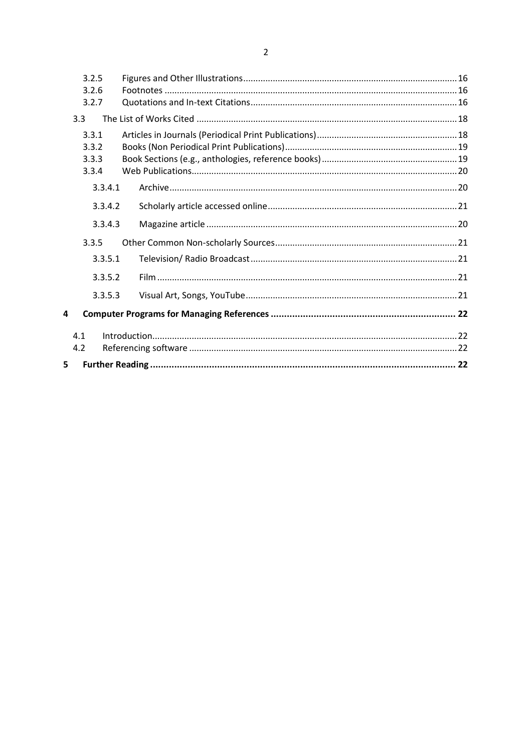3.2.5 Figures and Other Illustrations ..... 16
3.2.6 Footnotes ..... 16
3.2.7 Quotations and In-text Citations ..... 16

3.3 The List of Works Cited ..... 18

3.3.1 Articles in Journals (Periodical Print Publications) ..... 18
3.3.2 Books (Non Periodical Print Publications) ..... 19
3.3.3 Book Sections (e.g., anthologies, reference books) ..... 19
3.3.4 Web Publications ..... 20

3.3.4.1 Archive ..... 20

3.3.4.2 Scholarly article accessed online ..... 21

3.3.4.3 Magazine article ..... 20

3.3.5 Other Common Non-scholarly Sources ..... 21

3.3.5.1 Television/ Radio Broadcast ..... 21

3.3.5.2 Film ..... 21

3.3.5.3 Visual Art, Songs, YouTube ..... 21

**4 Computer Programs for Managing References ..... 22**

4.1 Introduction ..... 22
4.2 Referencing software ..... 22

**5 Further Reading ..... 22**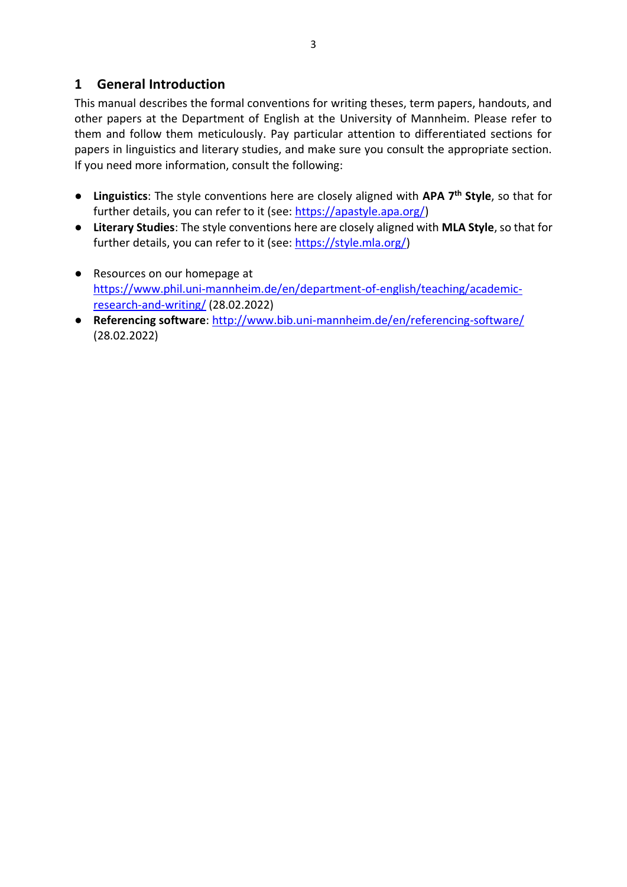# 1 General Introduction

This manual describes the formal conventions for writing theses, term papers, handouts, and other papers at the Department of English at the University of Mannheim. Please refer to them and follow them meticulously. Pay particular attention to differentiated sections for papers in linguistics and literary studies, and make sure you consult the appropriate section. If you need more information, consult the following:

- **Linguistics**: The style conventions here are closely aligned with **APA 7th Style**, so that for further details, you can refer to it (see: https://apastyle.apa.org/)
- **Literary Studies**: The style conventions here are closely aligned with **MLA Style**, so that for further details, you can refer to it (see: https://style.mla.org/)

- Resources on our homepage at https://www.phil.uni-mannheim.de/en/department-of-english/teaching/academic-research-and-writing/ (28.02.2022)
- **Referencing software**: http://www.bib.uni-mannheim.de/en/referencing-software/ (28.02.2022)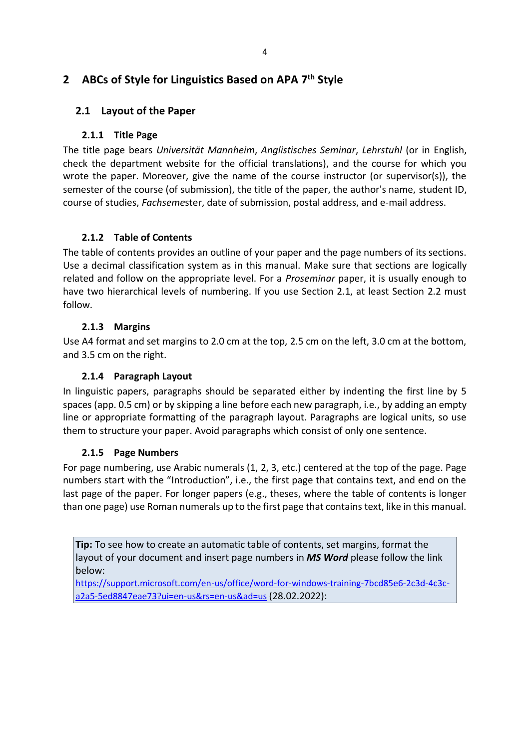# 2 ABCs of Style for Linguistics Based on APA 7th Style

## 2.1 Layout of the Paper

### 2.1.1 Title Page

The title page bears *Universität Mannheim*, *Anglistisches Seminar*, *Lehrstuhl* (or in English, check the department website for the official translations), and the course for which you wrote the paper. Moreover, give the name of the course instructor (or supervisor(s)), the semester of the course (of submission), the title of the paper, the author's name, student ID, course of studies, *Fachseme*ster, date of submission, postal address, and e-mail address.

### 2.1.2 Table of Contents

The table of contents provides an outline of your paper and the page numbers of its sections. Use a decimal classification system as in this manual. Make sure that sections are logically related and follow on the appropriate level. For a *Proseminar* paper, it is usually enough to have two hierarchical levels of numbering. If you use Section 2.1, at least Section 2.2 must follow.

### 2.1.3 Margins

Use A4 format and set margins to 2.0 cm at the top, 2.5 cm on the left, 3.0 cm at the bottom, and 3.5 cm on the right.

### 2.1.4 Paragraph Layout

In linguistic papers, paragraphs should be separated either by indenting the first line by 5 spaces (app. 0.5 cm) or by skipping a line before each new paragraph, i.e., by adding an empty line or appropriate formatting of the paragraph layout. Paragraphs are logical units, so use them to structure your paper. Avoid paragraphs which consist of only one sentence.

### 2.1.5 Page Numbers

For page numbering, use Arabic numerals (1, 2, 3, etc.) centered at the top of the page. Page numbers start with the "Introduction", i.e., the first page that contains text, and end on the last page of the paper. For longer papers (e.g., theses, where the table of contents is longer than one page) use Roman numerals up to the first page that contains text, like in this manual.

> **Tip:** To see how to create an automatic table of contents, set margins, format the layout of your document and insert page numbers in ***MS Word*** please follow the link below:
> https://support.microsoft.com/en-us/office/word-for-windows-training-7bcd85e6-2c3d-4c3c-a2a5-5ed8847eae73?ui=en-us&rs=en-us&ad=us (28.02.2022):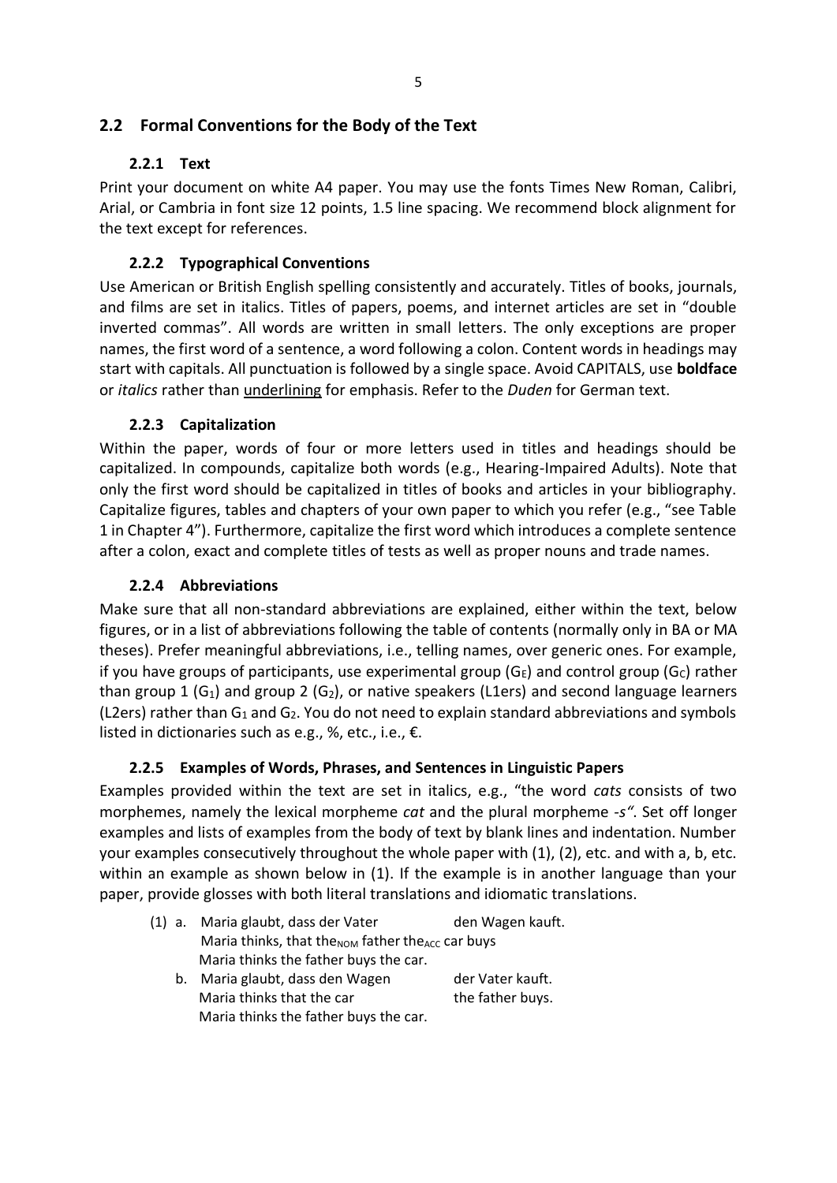## 2.2 Formal Conventions for the Body of the Text

### 2.2.1 Text

Print your document on white A4 paper. You may use the fonts Times New Roman, Calibri, Arial, or Cambria in font size 12 points, 1.5 line spacing. We recommend block alignment for the text except for references.

### 2.2.2 Typographical Conventions

Use American or British English spelling consistently and accurately. Titles of books, journals, and films are set in italics. Titles of papers, poems, and internet articles are set in "double inverted commas". All words are written in small letters. The only exceptions are proper names, the first word of a sentence, a word following a colon. Content words in headings may start with capitals. All punctuation is followed by a single space. Avoid CAPITALS, use **boldface** or *italics* rather than underlining for emphasis. Refer to the *Duden* for German text.

### 2.2.3 Capitalization

Within the paper, words of four or more letters used in titles and headings should be capitalized. In compounds, capitalize both words (e.g., Hearing-Impaired Adults). Note that only the first word should be capitalized in titles of books and articles in your bibliography. Capitalize figures, tables and chapters of your own paper to which you refer (e.g., "see Table 1 in Chapter 4"). Furthermore, capitalize the first word which introduces a complete sentence after a colon, exact and complete titles of tests as well as proper nouns and trade names.

### 2.2.4 Abbreviations

Make sure that all non-standard abbreviations are explained, either within the text, below figures, or in a list of abbreviations following the table of contents (normally only in BA or MA theses). Prefer meaningful abbreviations, i.e., telling names, over generic ones. For example, if you have groups of participants, use experimental group ($G_E$) and control group ($G_C$) rather than group 1 ($G_1$) and group 2 ($G_2$), or native speakers (L1ers) and second language learners (L2ers) rather than $G_1$ and $G_2$. You do not need to explain standard abbreviations and symbols listed in dictionaries such as e.g., %, etc., i.e., €.

### 2.2.5 Examples of Words, Phrases, and Sentences in Linguistic Papers

Examples provided within the text are set in italics, e.g., "the word *cats* consists of two morphemes, namely the lexical morpheme *cat* and the plural morpheme *-s*". Set off longer examples and lists of examples from the body of text by blank lines and indentation. Number your examples consecutively throughout the whole paper with (1), (2), etc. and with a, b, etc. within an example as shown below in (1). If the example is in another language than your paper, provide glosses with both literal translations and idiomatic translations.

(1) a. Maria glaubt, dass der Vater den Wagen kauft.
Maria thinks, that the$_{NOM}$ father the$_{ACC}$ car buys
Maria thinks the father buys the car.

b. Maria glaubt, dass den Wagen der Vater kauft.
Maria thinks that the car the father buys.
Maria thinks the father buys the car.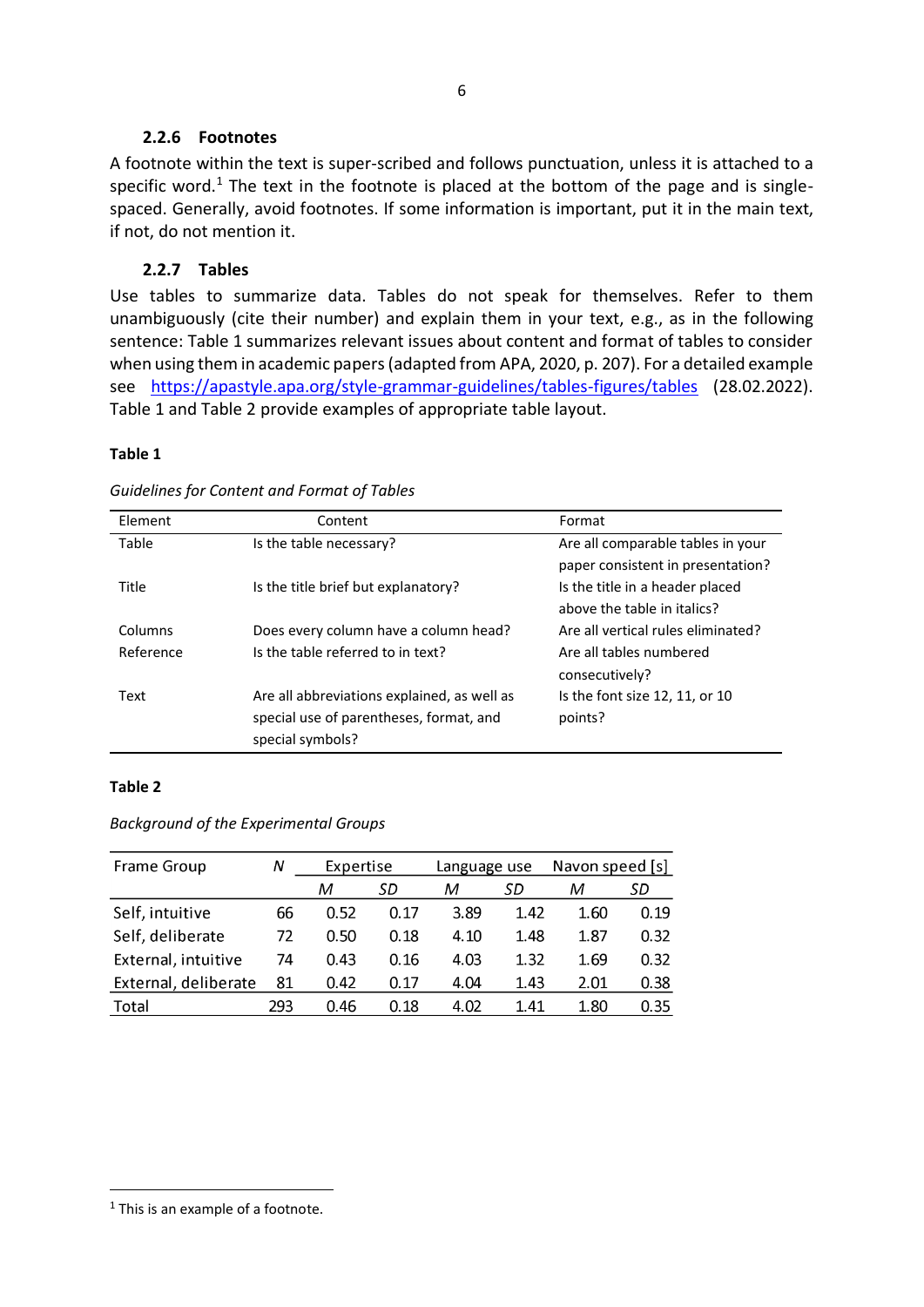### 2.2.6 Footnotes

A footnote within the text is super-scribed and follows punctuation, unless it is attached to a specific word.[1] The text in the footnote is placed at the bottom of the page and is single-spaced. Generally, avoid footnotes. If some information is important, put it in the main text, if not, do not mention it.

### 2.2.7 Tables

Use tables to summarize data. Tables do not speak for themselves. Refer to them unambiguously (cite their number) and explain them in your text, e.g., as in the following sentence: Table 1 summarizes relevant issues about content and format of tables to consider when using them in academic papers (adapted from APA, 2020, p. 207). For a detailed example see https://apastyle.apa.org/style-grammar-guidelines/tables-figures/tables (28.02.2022). Table 1 and Table 2 provide examples of appropriate table layout.

**Table 1**

*Guidelines for Content and Format of Tables*

| Element | Content | Format |
|---|---|---|
| Table | Is the table necessary? | Are all comparable tables in your paper consistent in presentation? |
| Title | Is the title brief but explanatory? | Is the title in a header placed above the table in italics? |
| Columns | Does every column have a column head? | Are all vertical rules eliminated? |
| Reference | Is the table referred to in text? | Are all tables numbered consecutively? |
| Text | Are all abbreviations explained, as well as special use of parentheses, format, and special symbols? | Is the font size 12, 11, or 10 points? |

**Table 2**

*Background of the Experimental Groups*

| Frame Group | *N* | Expertise | | Language use | | Navon speed [s] | |
|---|---|---|---|---|---|---|---|
| | | *M* | *SD* | *M* | *SD* | *M* | *SD* |
| Self, intuitive | 66 | 0.52 | 0.17 | 3.89 | 1.42 | 1.60 | 0.19 |
| Self, deliberate | 72 | 0.50 | 0.18 | 4.10 | 1.48 | 1.87 | 0.32 |
| External, intuitive | 74 | 0.43 | 0.16 | 4.03 | 1.32 | 1.69 | 0.32 |
| External, deliberate | 81 | 0.42 | 0.17 | 4.04 | 1.43 | 2.01 | 0.38 |
| Total | 293 | 0.46 | 0.18 | 4.02 | 1.41 | 1.80 | 0.35 |

[1] This is an example of a footnote.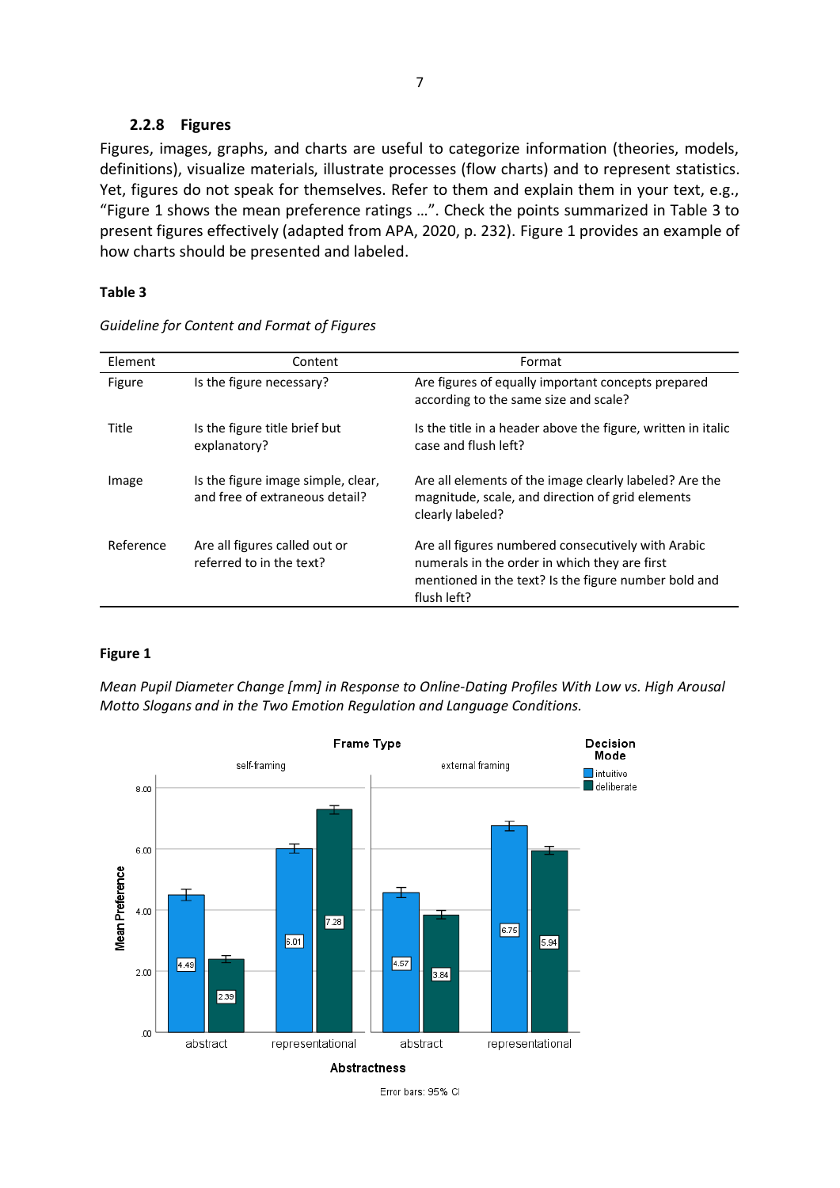### 2.2.8 Figures

Figures, images, graphs, and charts are useful to categorize information (theories, models, definitions), visualize materials, illustrate processes (flow charts) and to represent statistics. Yet, figures do not speak for themselves. Refer to them and explain them in your text, e.g., "Figure 1 shows the mean preference ratings …". Check the points summarized in Table 3 to present figures effectively (adapted from APA, 2020, p. 232). Figure 1 provides an example of how charts should be presented and labeled.

**Table 3**

*Guideline for Content and Format of Figures*

| Element | Content | Format |
|---|---|---|
| Figure | Is the figure necessary? | Are figures of equally important concepts prepared according to the same size and scale? |
| Title | Is the figure title brief but explanatory? | Is the title in a header above the figure, written in italic case and flush left? |
| Image | Is the figure image simple, clear, and free of extraneous detail? | Are all elements of the image clearly labeled? Are the magnitude, scale, and direction of grid elements clearly labeled? |
| Reference | Are all figures called out or referred to in the text? | Are all figures numbered consecutively with Arabic numerals in the order in which they are first mentioned in the text? Is the figure number bold and flush left? |

**Figure 1**

*Mean Pupil Diameter Change [mm] in Response to Online-Dating Profiles With Low vs. High Arousal Motto Slogans and in the Two Emotion Regulation and Language Conditions.*

Frame Type: self-framing / external framing. Decision Mode: intuitive / deliberate. Mean Preference (.00–8.00). Abstractness: abstract / representational.

Self-framing: abstract — intuitive 4.49, deliberate 2.39; representational — intuitive 6.01, deliberate 7.28.
External framing: abstract — intuitive 4.57, deliberate 3.84; representational — intuitive 6.75, deliberate 5.94.

Error bars: 95% CI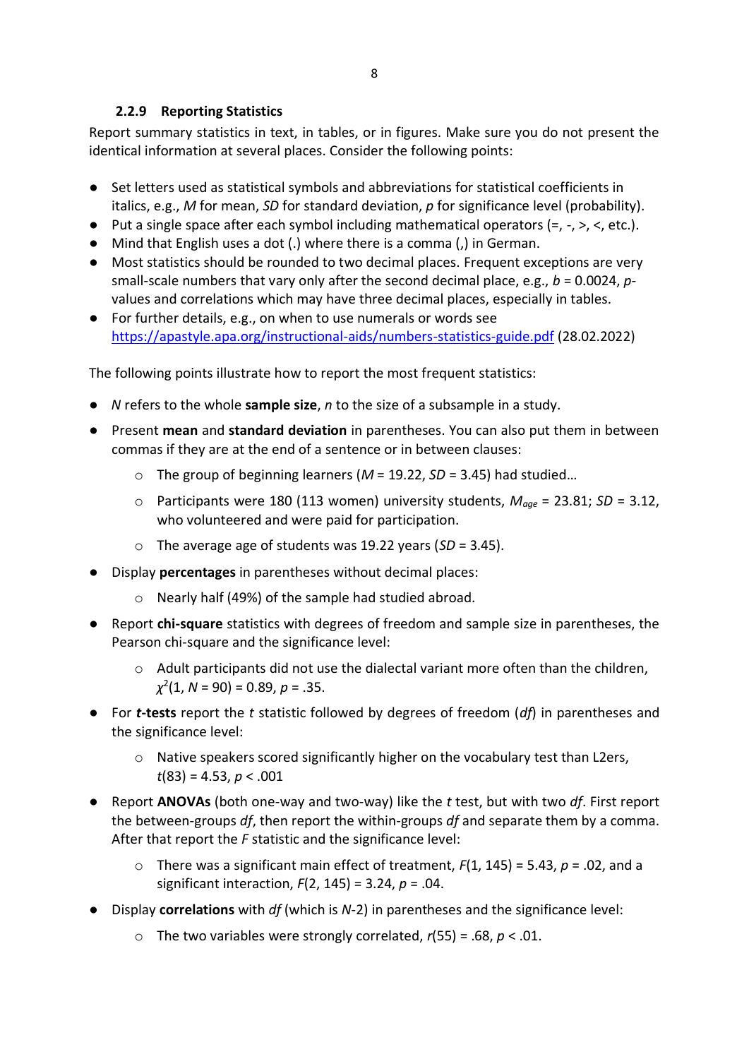### 2.2.9 Reporting Statistics

Report summary statistics in text, in tables, or in figures. Make sure you do not present the identical information at several places. Consider the following points:

- Set letters used as statistical symbols and abbreviations for statistical coefficients in italics, e.g., *M* for mean, *SD* for standard deviation, *p* for significance level (probability).
- Put a single space after each symbol including mathematical operators (=, -, >, <, etc.).
- Mind that English uses a dot (.) where there is a comma (,) in German.
- Most statistics should be rounded to two decimal places. Frequent exceptions are very small-scale numbers that vary only after the second decimal place, e.g., $b = 0.0024$, *p*-values and correlations which may have three decimal places, especially in tables.
- For further details, e.g., on when to use numerals or words see [https://apastyle.apa.org/instructional-aids/numbers-statistics-guide.pdf](https://apastyle.apa.org/instructional-aids/numbers-statistics-guide.pdf) (28.02.2022)

The following points illustrate how to report the most frequent statistics:

- *N* refers to the whole **sample size**, *n* to the size of a subsample in a study.
- Present **mean** and **standard deviation** in parentheses. You can also put them in between commas if they are at the end of a sentence or in between clauses:
  - The group of beginning learners ($M = 19.22$, $SD = 3.45$) had studied…
  - Participants were 180 (113 women) university students, $M_{age} = 23.81$; $SD = 3.12$, who volunteered and were paid for participation.
  - The average age of students was 19.22 years ($SD = 3.45$).
- Display **percentages** in parentheses without decimal places:
  - Nearly half (49%) of the sample had studied abroad.
- Report **chi-square** statistics with degrees of freedom and sample size in parentheses, the Pearson chi-square and the significance level:
  - Adult participants did not use the dialectal variant more often than the children, $\chi^2(1, N = 90) = 0.89$, $p = .35$.
- For ***t*-tests** report the *t* statistic followed by degrees of freedom (*df*) in parentheses and the significance level:
  - Native speakers scored significantly higher on the vocabulary test than L2ers, $t(83) = 4.53$, $p < .001$
- Report **ANOVAs** (both one-way and two-way) like the *t* test, but with two *df*. First report the between-groups *df*, then report the within-groups *df* and separate them by a comma. After that report the *F* statistic and the significance level:
  - There was a significant main effect of treatment, $F(1, 145) = 5.43$, $p = .02$, and a significant interaction, $F(2, 145) = 3.24$, $p = .04$.
- Display **correlations** with *df* (which is *N*-2) in parentheses and the significance level:
  - The two variables were strongly correlated, $r(55) = .68$, $p < .01$.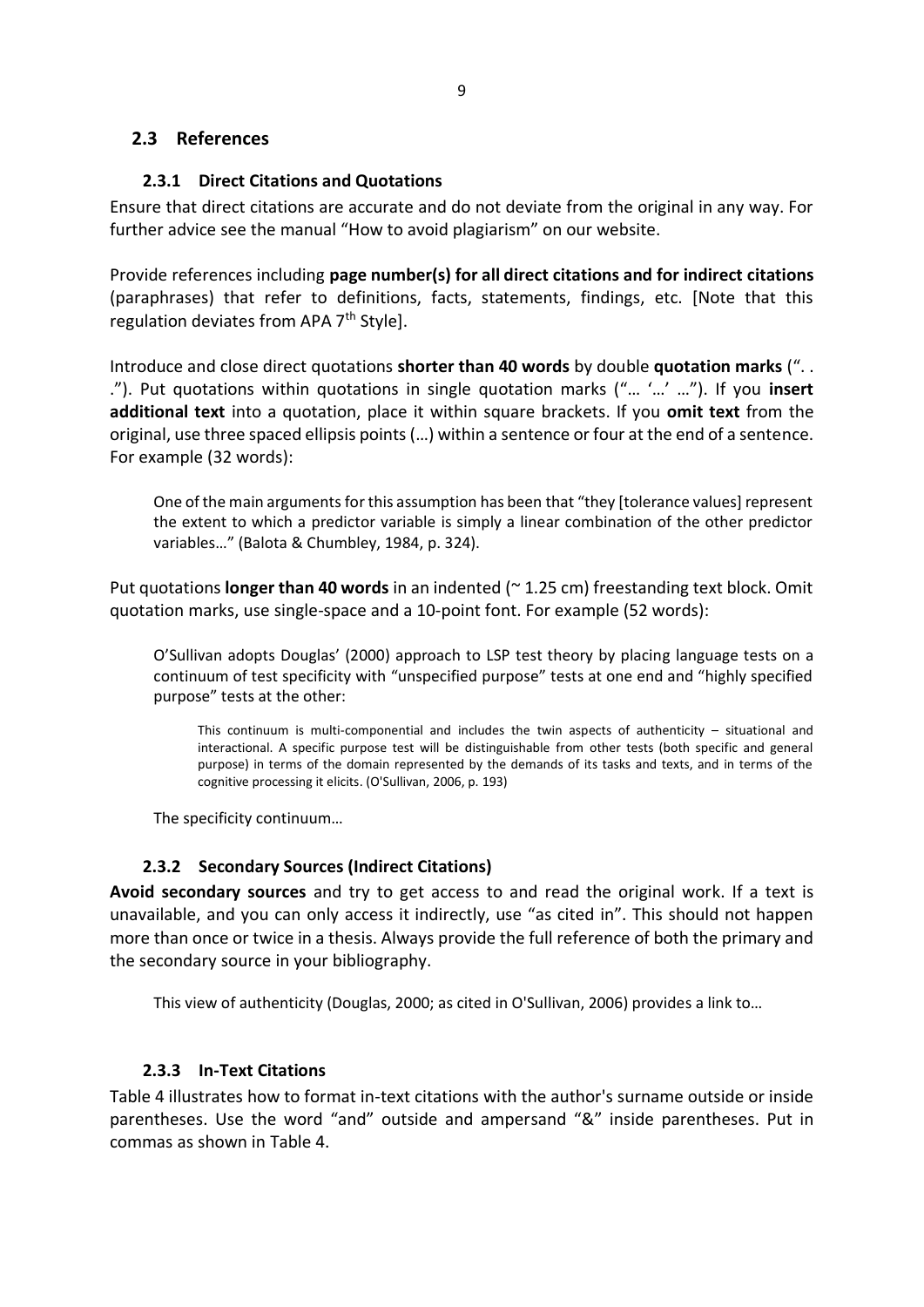## 2.3 References

### 2.3.1 Direct Citations and Quotations

Ensure that direct citations are accurate and do not deviate from the original in any way. For further advice see the manual "How to avoid plagiarism" on our website.

Provide references including **page number(s) for all direct citations and for indirect citations** (paraphrases) that refer to definitions, facts, statements, findings, etc. [Note that this regulation deviates from APA 7$^{th}$ Style].

Introduce and close direct quotations **shorter than 40 words** by double **quotation marks** (". . ."). Put quotations within quotations in single quotation marks ("… '…' …"). If you **insert additional text** into a quotation, place it within square brackets. If you **omit text** from the original, use three spaced ellipsis points (…) within a sentence or four at the end of a sentence. For example (32 words):

> One of the main arguments for this assumption has been that "they [tolerance values] represent the extent to which a predictor variable is simply a linear combination of the other predictor variables…" (Balota & Chumbley, 1984, p. 324).

Put quotations **longer than 40 words** in an indented (~ 1.25 cm) freestanding text block. Omit quotation marks, use single-space and a 10-point font. For example (52 words):

> O'Sullivan adopts Douglas' (2000) approach to LSP test theory by placing language tests on a continuum of test specificity with "unspecified purpose" tests at one end and "highly specified purpose" tests at the other:
>
> > This continuum is multi-componential and includes the twin aspects of authenticity – situational and interactional. A specific purpose test will be distinguishable from other tests (both specific and general purpose) in terms of the domain represented by the demands of its tasks and texts, and in terms of the cognitive processing it elicits. (O'Sullivan, 2006, p. 193)
>
> The specificity continuum…

### 2.3.2 Secondary Sources (Indirect Citations)

**Avoid secondary sources** and try to get access to and read the original work. If a text is unavailable, and you can only access it indirectly, use "as cited in". This should not happen more than once or twice in a thesis. Always provide the full reference of both the primary and the secondary source in your bibliography.

> This view of authenticity (Douglas, 2000; as cited in O'Sullivan, 2006) provides a link to…

### 2.3.3 In-Text Citations

Table 4 illustrates how to format in-text citations with the author's surname outside or inside parentheses. Use the word "and" outside and ampersand "&" inside parentheses. Put in commas as shown in Table 4.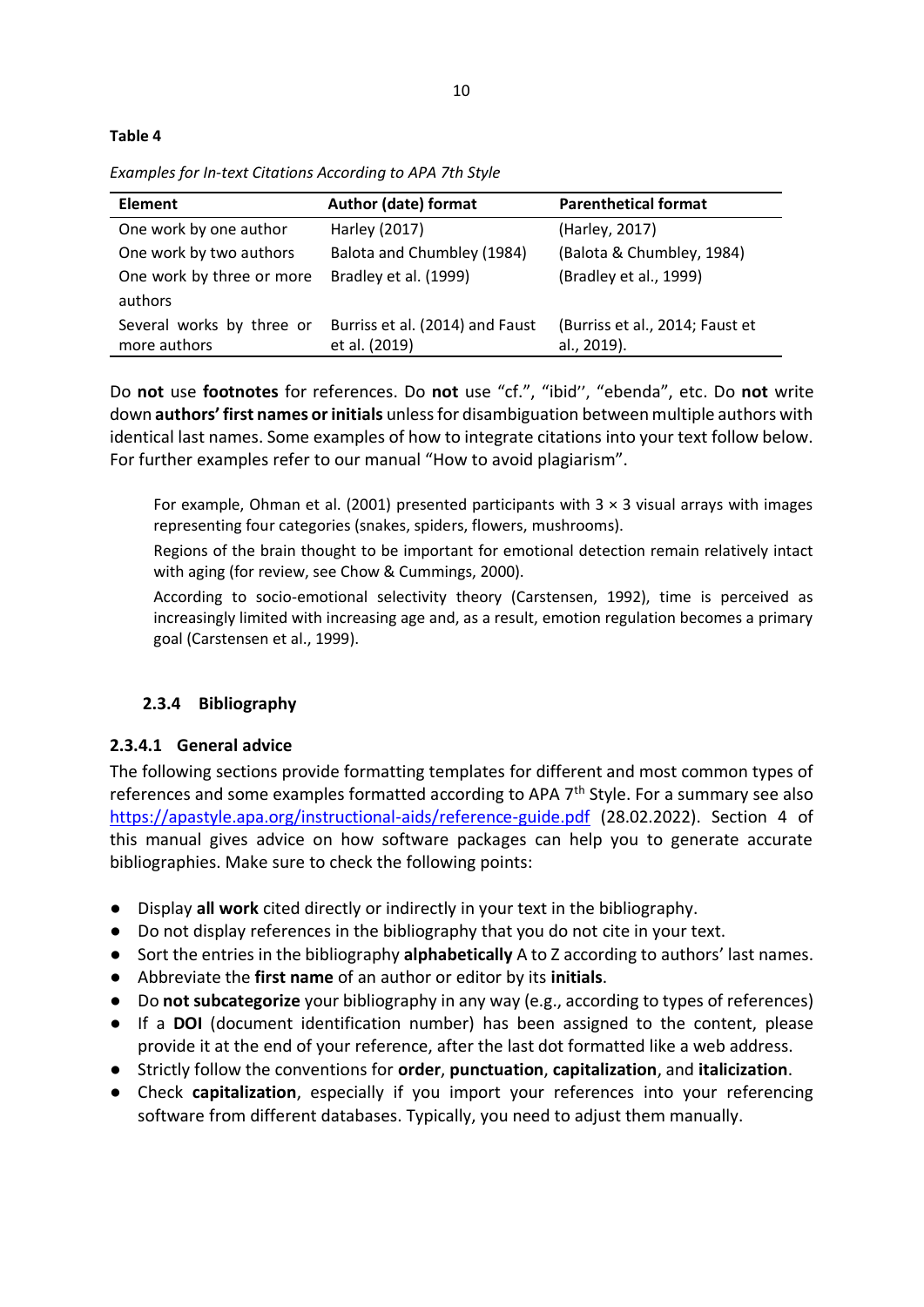**Table 4**

*Examples for In-text Citations According to APA 7th Style*

| Element | Author (date) format | Parenthetical format |
|---|---|---|
| One work by one author | Harley (2017) | (Harley, 2017) |
| One work by two authors | Balota and Chumbley (1984) | (Balota & Chumbley, 1984) |
| One work by three or more authors | Bradley et al. (1999) | (Bradley et al., 1999) |
| Several works by three or more authors | Burriss et al. (2014) and Faust et al. (2019) | (Burriss et al., 2014; Faust et al., 2019). |

Do **not** use **footnotes** for references. Do **not** use "cf.", "ibid'', "ebenda", etc. Do **not** write down **authors' first names or initials** unless for disambiguation between multiple authors with identical last names. Some examples of how to integrate citations into your text follow below. For further examples refer to our manual "How to avoid plagiarism".

> For example, Ohman et al. (2001) presented participants with 3 × 3 visual arrays with images representing four categories (snakes, spiders, flowers, mushrooms).
>
> Regions of the brain thought to be important for emotional detection remain relatively intact with aging (for review, see Chow & Cummings, 2000).
>
> According to socio-emotional selectivity theory (Carstensen, 1992), time is perceived as increasingly limited with increasing age and, as a result, emotion regulation becomes a primary goal (Carstensen et al., 1999).

### 2.3.4 Bibliography

#### 2.3.4.1 General advice

The following sections provide formatting templates for different and most common types of references and some examples formatted according to APA 7th Style. For a summary see also https://apastyle.apa.org/instructional-aids/reference-guide.pdf (28.02.2022). Section 4 of this manual gives advice on how software packages can help you to generate accurate bibliographies. Make sure to check the following points:

- Display **all work** cited directly or indirectly in your text in the bibliography.
- Do not display references in the bibliography that you do not cite in your text.
- Sort the entries in the bibliography **alphabetically** A to Z according to authors' last names.
- Abbreviate the **first name** of an author or editor by its **initials**.
- Do **not subcategorize** your bibliography in any way (e.g., according to types of references)
- If a **DOI** (document identification number) has been assigned to the content, please provide it at the end of your reference, after the last dot formatted like a web address.
- Strictly follow the conventions for **order**, **punctuation**, **capitalization**, and **italicization**.
- Check **capitalization**, especially if you import your references into your referencing software from different databases. Typically, you need to adjust them manually.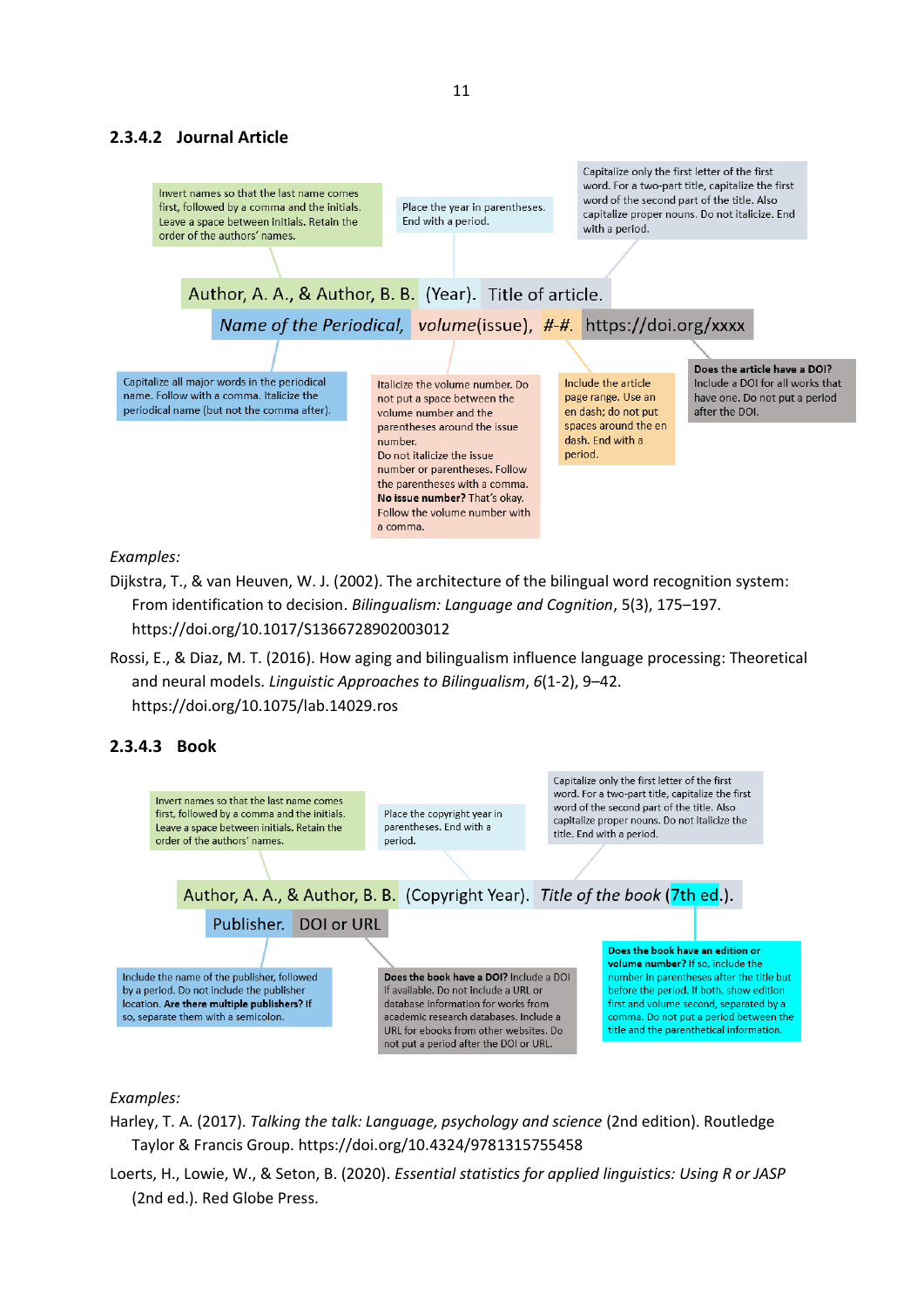### 2.3.4.2 Journal Article

Invert names so that the last name comes first, followed by a comma and the initials. Leave a space between initials. Retain the order of the authors' names.

Place the year in parentheses. End with a period.

Capitalize only the first letter of the first word. For a two-part title, capitalize the first word of the second part of the title. Also capitalize proper nouns. Do not italicize. End with a period.

Author, A. A., & Author, B. B. (Year). Title of article.
*Name of the Periodical*, *volume*(issue), *#-#.* https://doi.org/xxxx

Capitalize all major words in the periodical name. Follow with a comma. Italicize the periodical name (but not the comma after).

Italicize the volume number. Do not put a space between the volume number and the parentheses around the issue number.
Do not italicize the issue number or parentheses. Follow the parentheses with a comma.
**No issue number?** That's okay. Follow the volume number with a comma.

Include the article page range. Use an en dash; do not put spaces around the en dash. End with a period.

**Does the article have a DOI?** Include a DOI for all works that have one. Do not put a period after the DOI.

*Examples:*

Dijkstra, T., & van Heuven, W. J. (2002). The architecture of the bilingual word recognition system: From identification to decision. *Bilingualism: Language and Cognition*, 5(3), 175–197. https://doi.org/10.1017/S1366728902003012

Rossi, E., & Diaz, M. T. (2016). How aging and bilingualism influence language processing: Theoretical and neural models. *Linguistic Approaches to Bilingualism*, *6*(1-2), 9–42. https://doi.org/10.1075/lab.14029.ros

### 2.3.4.3 Book

Invert names so that the last name comes first, followed by a comma and the initials. Leave a space between initials. Retain the order of the authors' names.

Place the copyright year in parentheses. End with a period.

Capitalize only the first letter of the first word. For a two-part title, capitalize the first word of the second part of the title. Also capitalize proper nouns. Do not italicize the title. End with a period.

Author, A. A., & Author, B. B. (Copyright Year). *Title of the book* (7th ed.).
Publisher. DOI or URL

Include the name of the publisher, followed by a period. Do not include the publisher location. **Are there multiple publishers?** If so, separate them with a semicolon.

**Does the book have a DOI?** Include a DOI if available. Do not include a URL or database information for works from academic research databases. Include a URL for ebooks from other websites. Do not put a period after the DOI or URL.

**Does the book have an edition or volume number?** If so, include the number in parentheses after the title but before the period. If both, show edition first and volume second, separated by a comma. Do not put a period between the title and the parenthetical information.

*Examples:*

Harley, T. A. (2017). *Talking the talk: Language, psychology and science* (2nd edition). Routledge Taylor & Francis Group. https://doi.org/10.4324/9781315755458

Loerts, H., Lowie, W., & Seton, B. (2020). *Essential statistics for applied linguistics: Using R or JASP* (2nd ed.). Red Globe Press.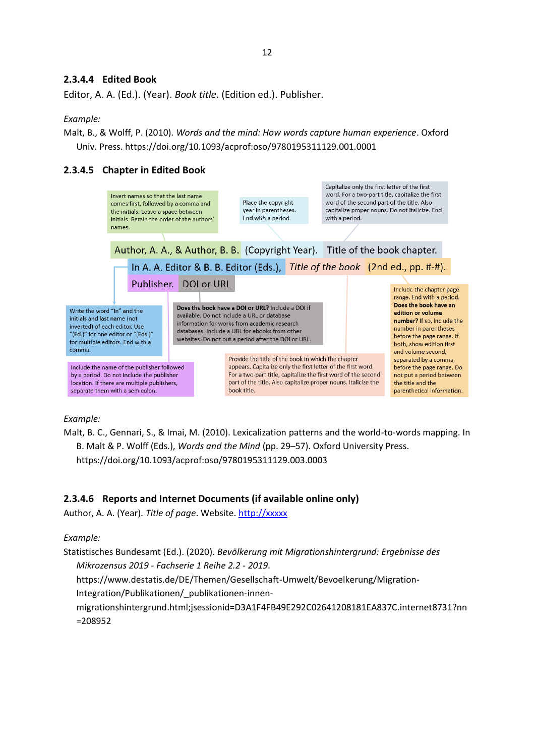### 2.3.4.4 Edited Book

Editor, A. A. (Ed.). (Year). *Book title*. (Edition ed.). Publisher.

*Example:*

Malt, B., & Wolff, P. (2010). *Words and the mind: How words capture human experience*. Oxford Univ. Press. https://doi.org/10.1093/acprof:oso/9780195311129.001.0001

### 2.3.4.5 Chapter in Edited Book

Invert names so that the last name comes first, followed by a comma and the initials. Leave a space between initials. Retain the order of the authors' names.

Place the copyright year in parentheses. End with a period.

Capitalize only the first letter of the first word. For a two-part title, capitalize the first word of the second part of the title. Also capitalize proper nouns. Do not italicize. End with a period.

Author, A. A., & Author, B. B. (Copyright Year). Title of the book chapter.
In A. A. Editor & B. B. Editor (Eds.), *Title of the book* (2nd ed., pp. #-#).
Publisher. DOI or URL

Write the word "In" and the initials and last name (not inverted) of each editor. Use "(Ed.)" for one editor or "(Eds.)" for multiple editors. End with a comma.

**Does the book have a DOI or URL?** Include a DOI if available. Do not include a URL or database information for works from academic research databases. Include a URL for ebooks from other websites. Do not put a period after the DOI or URL.

Include the chapter page range. End with a period. **Does the book have an edition or volume number?** If so, include the number in parentheses before the page range. If both, show edition first and volume second, separated by a comma, before the page range. Do not put a period between the title and the parenthetical information.

Include the name of the publisher followed by a period. Do not include the publisher location. If there are multiple publishers, separate them with a semicolon.

Provide the title of the book in which the chapter appears. Capitalize only the first letter of the first word. For a two-part title, capitalize the first word of the second part of the title. Also capitalize proper nouns. Italicize the book title.

*Example:*

Malt, B. C., Gennari, S., & Imai, M. (2010). Lexicalization patterns and the world-to-words mapping. In B. Malt & P. Wolff (Eds.), *Words and the Mind* (pp. 29–57). Oxford University Press. https://doi.org/10.1093/acprof:oso/9780195311129.003.0003

### 2.3.4.6 Reports and Internet Documents (if available online only)

Author, A. A. (Year). *Title of page*. Website. http://xxxxx

*Example:*

Statistisches Bundesamt (Ed.). (2020). *Bevölkerung mit Migrationshintergrund: Ergebnisse des Mikrozensus 2019 - Fachserie 1 Reihe 2.2 - 2019*. https://www.destatis.de/DE/Themen/Gesellschaft-Umwelt/Bevoelkerung/Migration-Integration/Publikationen/_publikationen-innen-migrationshintergrund.html;jsessionid=D3A1F4FB49E292C02641208181EA837C.internet8731?nn=208952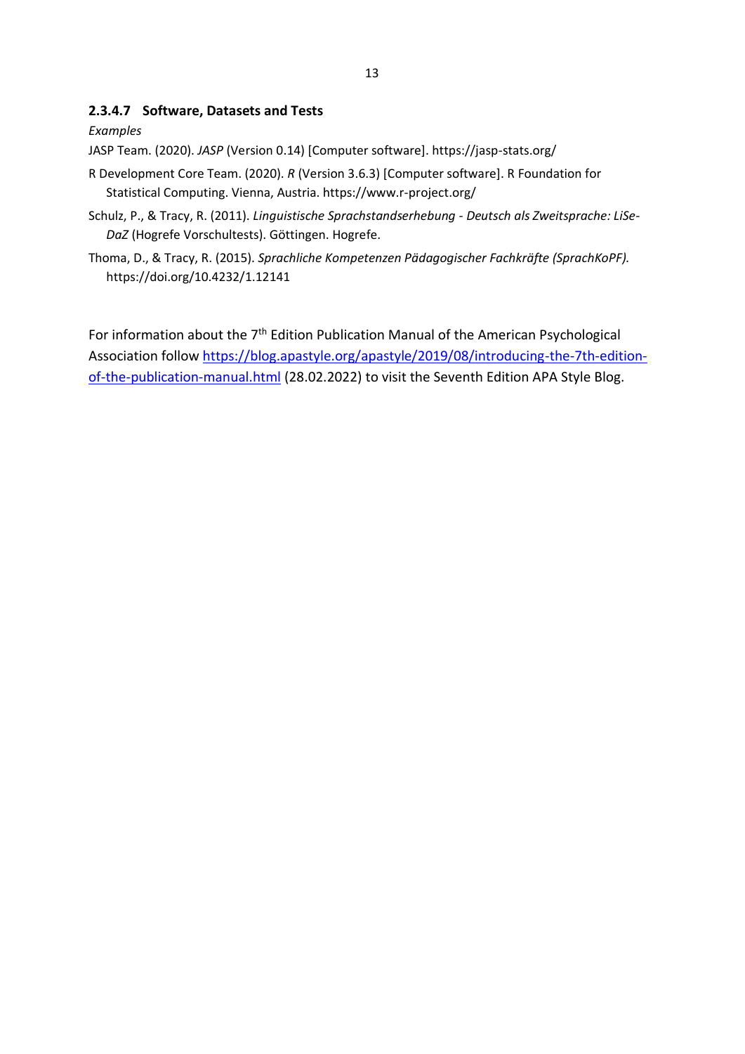#### 2.3.4.7 Software, Datasets and Tests

*Examples*

JASP Team. (2020). *JASP* (Version 0.14) [Computer software]. https://jasp-stats.org/

R Development Core Team. (2020). *R* (Version 3.6.3) [Computer software]. R Foundation for Statistical Computing. Vienna, Austria. https://www.r-project.org/

Schulz, P., & Tracy, R. (2011). *Linguistische Sprachstandserhebung - Deutsch als Zweitsprache: LiSe-DaZ* (Hogrefe Vorschultests). Göttingen. Hogrefe.

Thoma, D., & Tracy, R. (2015). *Sprachliche Kompetenzen Pädagogischer Fachkräfte (SprachKoPF).* https://doi.org/10.4232/1.12141

For information about the 7th Edition Publication Manual of the American Psychological Association follow [https://blog.apastyle.org/apastyle/2019/08/introducing-the-7th-edition-of-the-publication-manual.html](https://blog.apastyle.org/apastyle/2019/08/introducing-the-7th-edition-of-the-publication-manual.html) (28.02.2022) to visit the Seventh Edition APA Style Blog.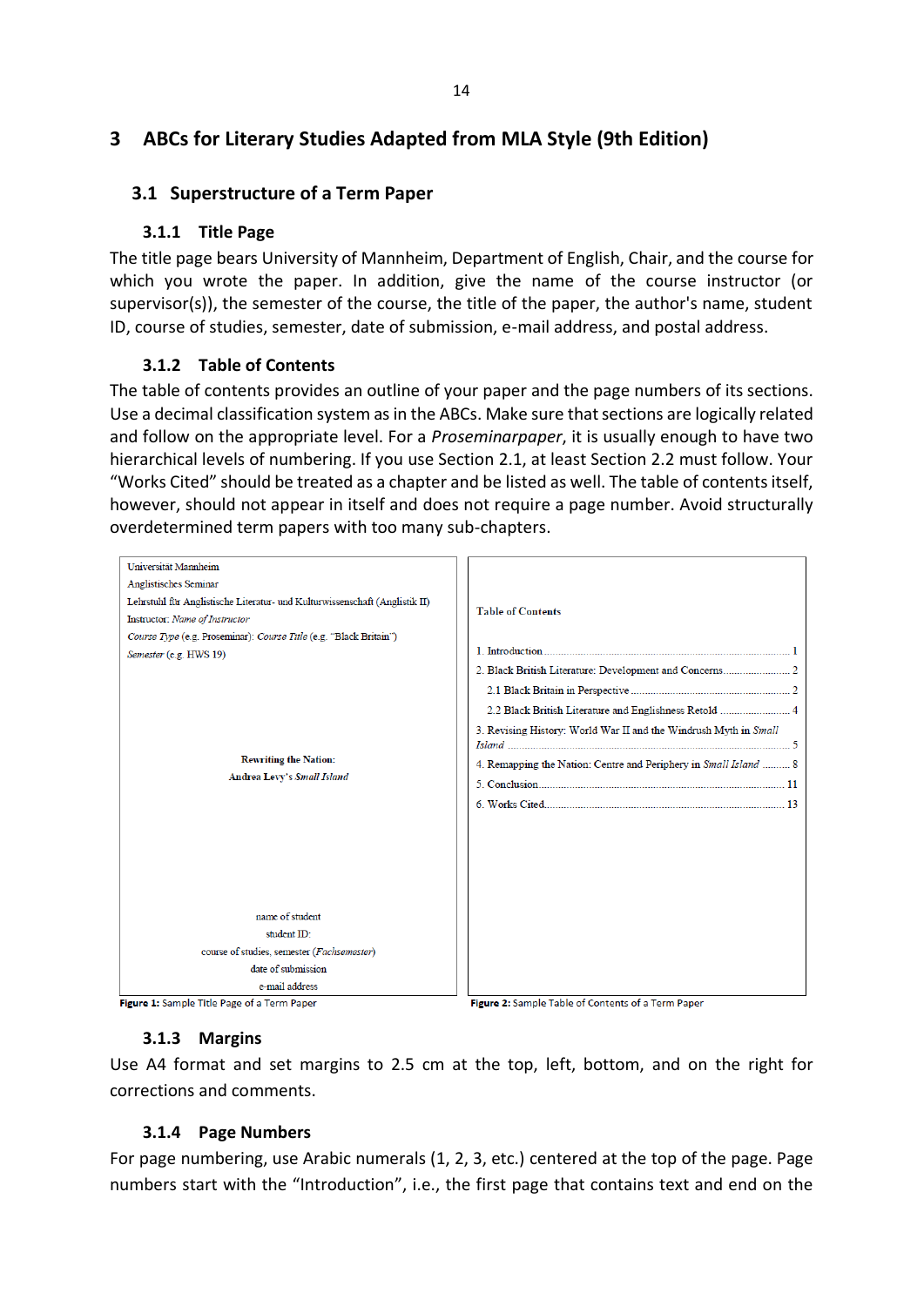# 3 ABCs for Literary Studies Adapted from MLA Style (9th Edition)

## 3.1 Superstructure of a Term Paper

### 3.1.1 Title Page

The title page bears University of Mannheim, Department of English, Chair, and the course for which you wrote the paper. In addition, give the name of the course instructor (or supervisor(s)), the semester of the course, the title of the paper, the author's name, student ID, course of studies, semester, date of submission, e-mail address, and postal address.

### 3.1.2 Table of Contents

The table of contents provides an outline of your paper and the page numbers of its sections. Use a decimal classification system as in the ABCs. Make sure that sections are logically related and follow on the appropriate level. For a *Proseminarpaper*, it is usually enough to have two hierarchical levels of numbering. If you use Section 2.1, at least Section 2.2 must follow. Your "Works Cited" should be treated as a chapter and be listed as well. The table of contents itself, however, should not appear in itself and does not require a page number. Avoid structurally overdetermined term papers with too many sub-chapters.

Universität Mannheim
Anglistisches Seminar
Lehrstuhl für Anglistische Literatur- und Kulturwissenschaft (Anglistik II)
Instructor: *Name of Instructor*
*Course Type* (e.g. Proseminar): *Course Title* (e.g. "Black Britain")
*Semester* (e.g. HWS 19)

**Rewriting the Nation:**
**Andrea Levy's *Small Island***

name of student
student ID:
course of studies, semester (*Fachsemester*)
date of submission
e-mail address

**Figure 1:** Sample Title Page of a Term Paper

**Table of Contents**

1. Introduction ........ 1
2. Black British Literature: Development and Concerns ........ 2
   2.1 Black Britain in Perspective ........ 2
   2.2 Black British Literature and Englishness Retold ........ 4
3. Revising History: World War II and the Windrush Myth in *Small Island* ........ 5
4. Remapping the Nation: Centre and Periphery in *Small Island* ........ 8
5. Conclusion ........ 11
6. Works Cited ........ 13

**Figure 2:** Sample Table of Contents of a Term Paper

### 3.1.3 Margins

Use A4 format and set margins to 2.5 cm at the top, left, bottom, and on the right for corrections and comments.

### 3.1.4 Page Numbers

For page numbering, use Arabic numerals (1, 2, 3, etc.) centered at the top of the page. Page numbers start with the "Introduction", i.e., the first page that contains text and end on the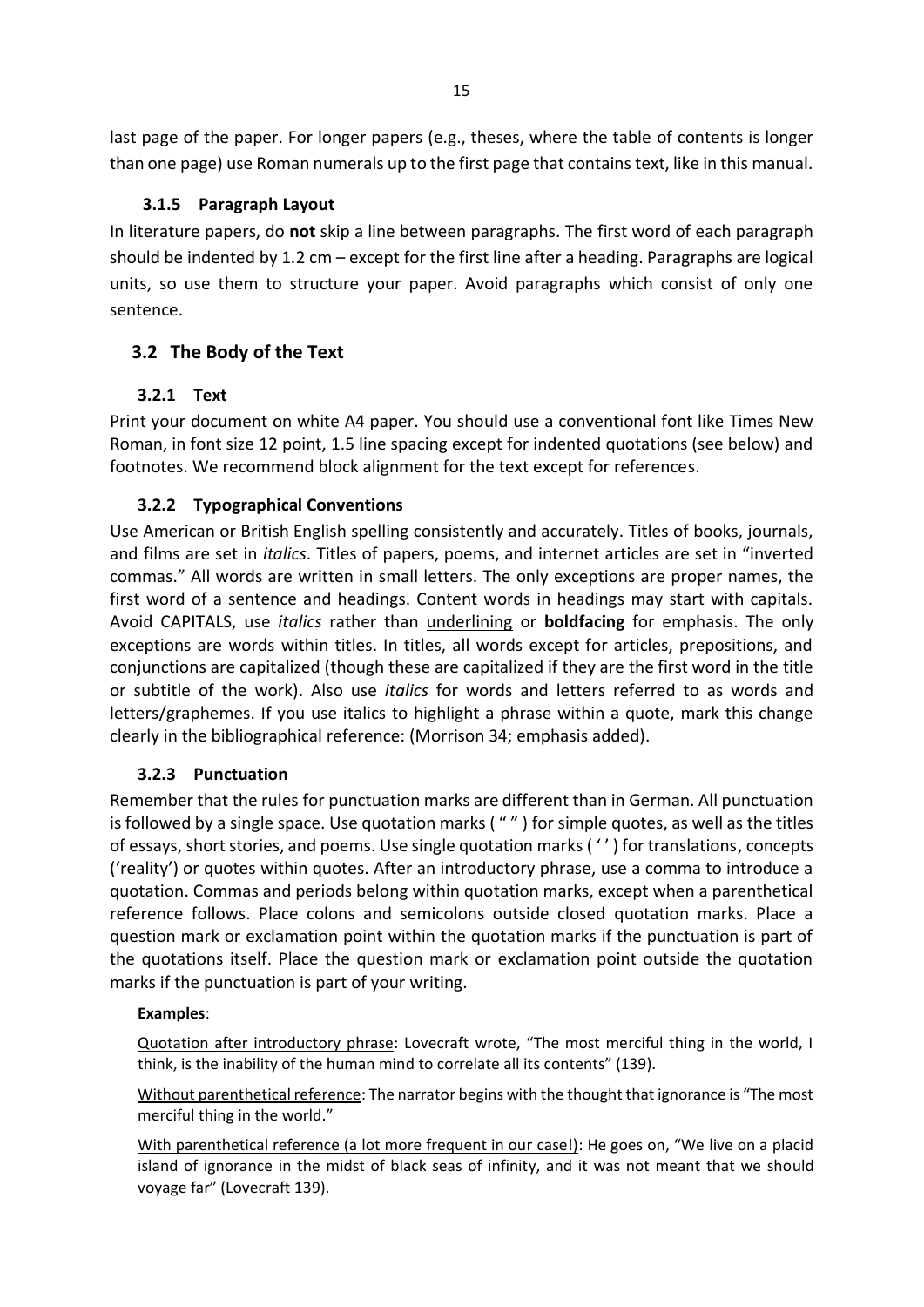last page of the paper. For longer papers (e.g., theses, where the table of contents is longer than one page) use Roman numerals up to the first page that contains text, like in this manual.

### 3.1.5 Paragraph Layout

In literature papers, do **not** skip a line between paragraphs. The first word of each paragraph should be indented by 1.2 cm – except for the first line after a heading. Paragraphs are logical units, so use them to structure your paper. Avoid paragraphs which consist of only one sentence.

## 3.2 The Body of the Text

### 3.2.1 Text

Print your document on white A4 paper. You should use a conventional font like Times New Roman, in font size 12 point, 1.5 line spacing except for indented quotations (see below) and footnotes. We recommend block alignment for the text except for references.

### 3.2.2 Typographical Conventions

Use American or British English spelling consistently and accurately. Titles of books, journals, and films are set in *italics*. Titles of papers, poems, and internet articles are set in "inverted commas." All words are written in small letters. The only exceptions are proper names, the first word of a sentence and headings. Content words in headings may start with capitals. Avoid CAPITALS, use *italics* rather than <u>underlining</u> or **boldfacing** for emphasis. The only exceptions are words within titles. In titles, all words except for articles, prepositions, and conjunctions are capitalized (though these are capitalized if they are the first word in the title or subtitle of the work). Also use *italics* for words and letters referred to as words and letters/graphemes. If you use italics to highlight a phrase within a quote, mark this change clearly in the bibliographical reference: (Morrison 34; emphasis added).

### 3.2.3 Punctuation

Remember that the rules for punctuation marks are different than in German. All punctuation is followed by a single space. Use quotation marks ( " " ) for simple quotes, as well as the titles of essays, short stories, and poems. Use single quotation marks ( ' ' ) for translations, concepts ('reality') or quotes within quotes. After an introductory phrase, use a comma to introduce a quotation. Commas and periods belong within quotation marks, except when a parenthetical reference follows. Place colons and semicolons outside closed quotation marks. Place a question mark or exclamation point within the quotation marks if the punctuation is part of the quotations itself. Place the question mark or exclamation point outside the quotation marks if the punctuation is part of your writing.

**Examples**:

<u>Quotation after introductory phrase</u>: Lovecraft wrote, "The most merciful thing in the world, I think, is the inability of the human mind to correlate all its contents" (139).

<u>Without parenthetical reference</u>: The narrator begins with the thought that ignorance is "The most merciful thing in the world."

<u>With parenthetical reference (a lot more frequent in our case!)</u>: He goes on, "We live on a placid island of ignorance in the midst of black seas of infinity, and it was not meant that we should voyage far" (Lovecraft 139).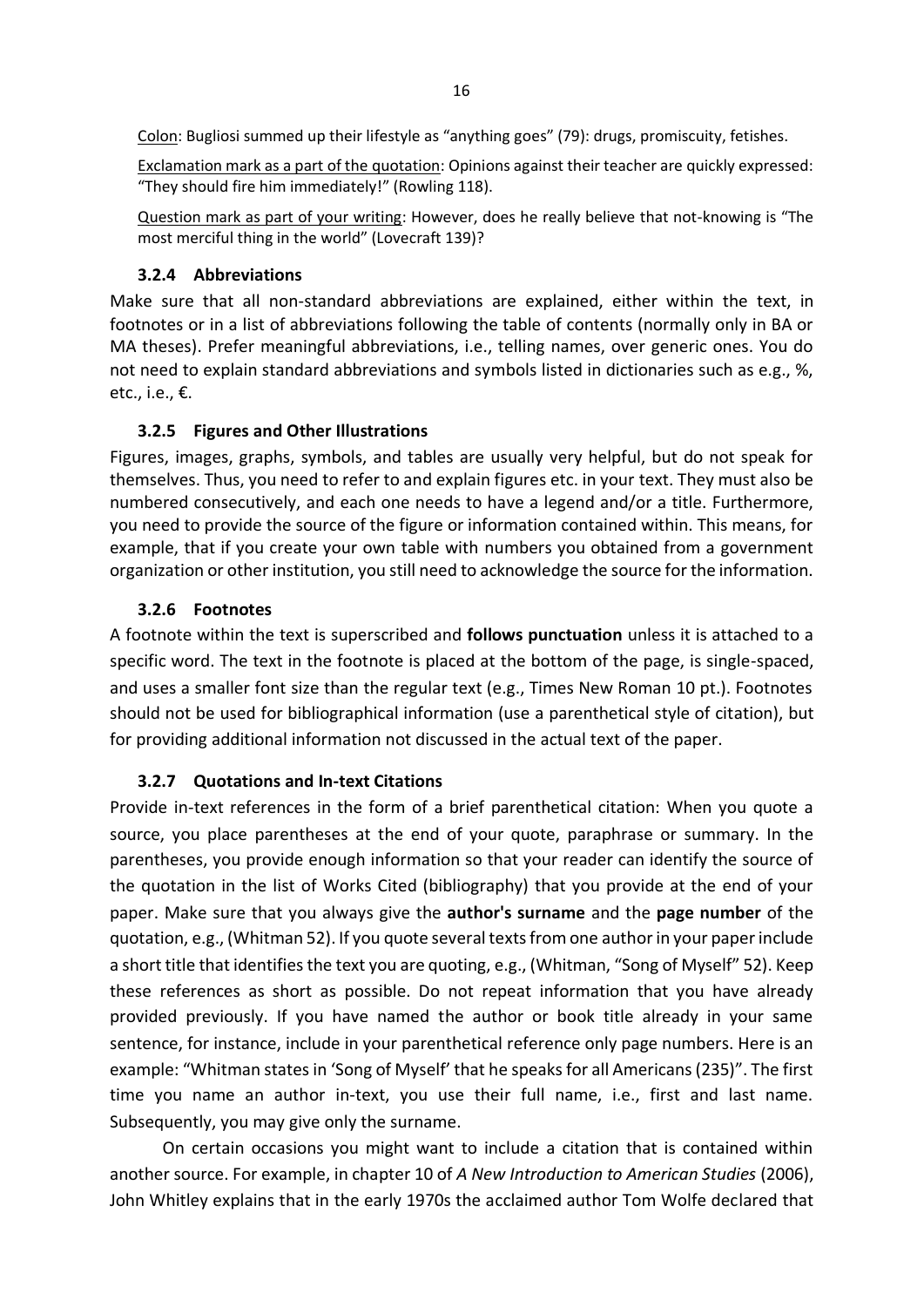Colon: Bugliosi summed up their lifestyle as "anything goes" (79): drugs, promiscuity, fetishes.

Exclamation mark as a part of the quotation: Opinions against their teacher are quickly expressed: "They should fire him immediately!" (Rowling 118).

Question mark as part of your writing: However, does he really believe that not-knowing is "The most merciful thing in the world" (Lovecraft 139)?

### 3.2.4 Abbreviations

Make sure that all non-standard abbreviations are explained, either within the text, in footnotes or in a list of abbreviations following the table of contents (normally only in BA or MA theses). Prefer meaningful abbreviations, i.e., telling names, over generic ones. You do not need to explain standard abbreviations and symbols listed in dictionaries such as e.g., %, etc., i.e., €.

### 3.2.5 Figures and Other Illustrations

Figures, images, graphs, symbols, and tables are usually very helpful, but do not speak for themselves. Thus, you need to refer to and explain figures etc. in your text. They must also be numbered consecutively, and each one needs to have a legend and/or a title. Furthermore, you need to provide the source of the figure or information contained within. This means, for example, that if you create your own table with numbers you obtained from a government organization or other institution, you still need to acknowledge the source for the information.

### 3.2.6 Footnotes

A footnote within the text is superscribed and **follows punctuation** unless it is attached to a specific word. The text in the footnote is placed at the bottom of the page, is single-spaced, and uses a smaller font size than the regular text (e.g., Times New Roman 10 pt.). Footnotes should not be used for bibliographical information (use a parenthetical style of citation), but for providing additional information not discussed in the actual text of the paper.

### 3.2.7 Quotations and In-text Citations

Provide in-text references in the form of a brief parenthetical citation: When you quote a source, you place parentheses at the end of your quote, paraphrase or summary. In the parentheses, you provide enough information so that your reader can identify the source of the quotation in the list of Works Cited (bibliography) that you provide at the end of your paper. Make sure that you always give the **author's surname** and the **page number** of the quotation, e.g., (Whitman 52). If you quote several texts from one author in your paper include a short title that identifies the text you are quoting, e.g., (Whitman, "Song of Myself" 52). Keep these references as short as possible. Do not repeat information that you have already provided previously. If you have named the author or book title already in your same sentence, for instance, include in your parenthetical reference only page numbers. Here is an example: "Whitman states in 'Song of Myself' that he speaks for all Americans (235)". The first time you name an author in-text, you use their full name, i.e., first and last name. Subsequently, you may give only the surname.

On certain occasions you might want to include a citation that is contained within another source. For example, in chapter 10 of *A New Introduction to American Studies* (2006), John Whitley explains that in the early 1970s the acclaimed author Tom Wolfe declared that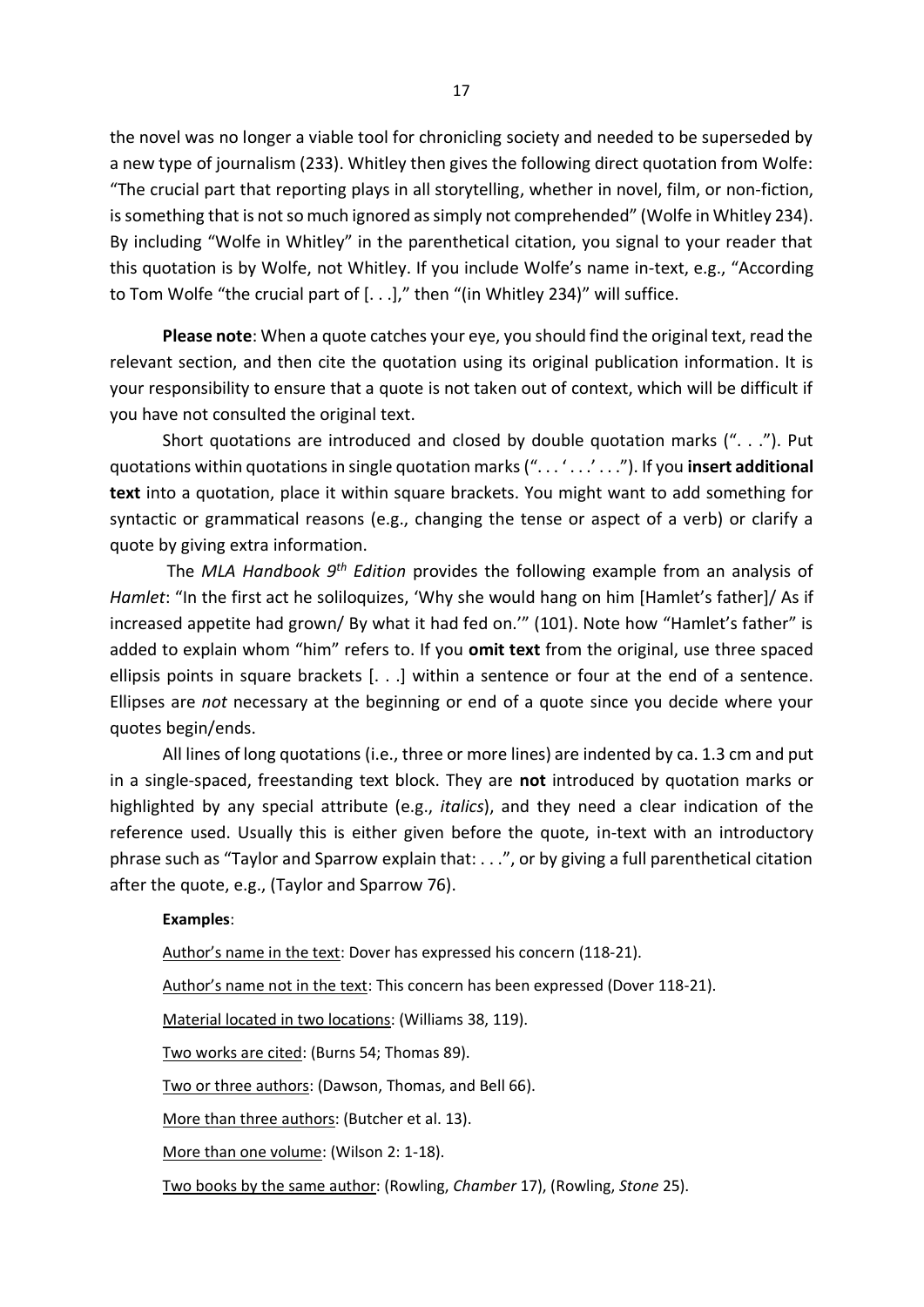the novel was no longer a viable tool for chronicling society and needed to be superseded by a new type of journalism (233). Whitley then gives the following direct quotation from Wolfe: "The crucial part that reporting plays in all storytelling, whether in novel, film, or non-fiction, is something that is not so much ignored as simply not comprehended" (Wolfe in Whitley 234). By including "Wolfe in Whitley" in the parenthetical citation, you signal to your reader that this quotation is by Wolfe, not Whitley. If you include Wolfe's name in-text, e.g., "According to Tom Wolfe "the crucial part of [. . .]," then "(in Whitley 234)" will suffice.

**Please note**: When a quote catches your eye, you should find the original text, read the relevant section, and then cite the quotation using its original publication information. It is your responsibility to ensure that a quote is not taken out of context, which will be difficult if you have not consulted the original text.

Short quotations are introduced and closed by double quotation marks (". . ."). Put quotations within quotations in single quotation marks (". . . ' . . .' . . ."). If you **insert additional text** into a quotation, place it within square brackets. You might want to add something for syntactic or grammatical reasons (e.g., changing the tense or aspect of a verb) or clarify a quote by giving extra information.

The *MLA Handbook 9th Edition* provides the following example from an analysis of *Hamlet*: "In the first act he soliloquizes, 'Why she would hang on him [Hamlet's father]/ As if increased appetite had grown/ By what it had fed on.'" (101). Note how "Hamlet's father" is added to explain whom "him" refers to. If you **omit text** from the original, use three spaced ellipsis points in square brackets [. . .] within a sentence or four at the end of a sentence. Ellipses are *not* necessary at the beginning or end of a quote since you decide where your quotes begin/ends.

All lines of long quotations (i.e., three or more lines) are indented by ca. 1.3 cm and put in a single-spaced, freestanding text block. They are **not** introduced by quotation marks or highlighted by any special attribute (e.g., *italics*), and they need a clear indication of the reference used. Usually this is either given before the quote, in-text with an introductory phrase such as "Taylor and Sparrow explain that: . . .", or by giving a full parenthetical citation after the quote, e.g., (Taylor and Sparrow 76).

**Examples**:

Author's name in the text: Dover has expressed his concern (118-21).

Author's name not in the text: This concern has been expressed (Dover 118-21).

Material located in two locations: (Williams 38, 119).

Two works are cited: (Burns 54; Thomas 89).

Two or three authors: (Dawson, Thomas, and Bell 66).

More than three authors: (Butcher et al. 13).

More than one volume: (Wilson 2: 1-18).

Two books by the same author: (Rowling, *Chamber* 17), (Rowling, *Stone* 25).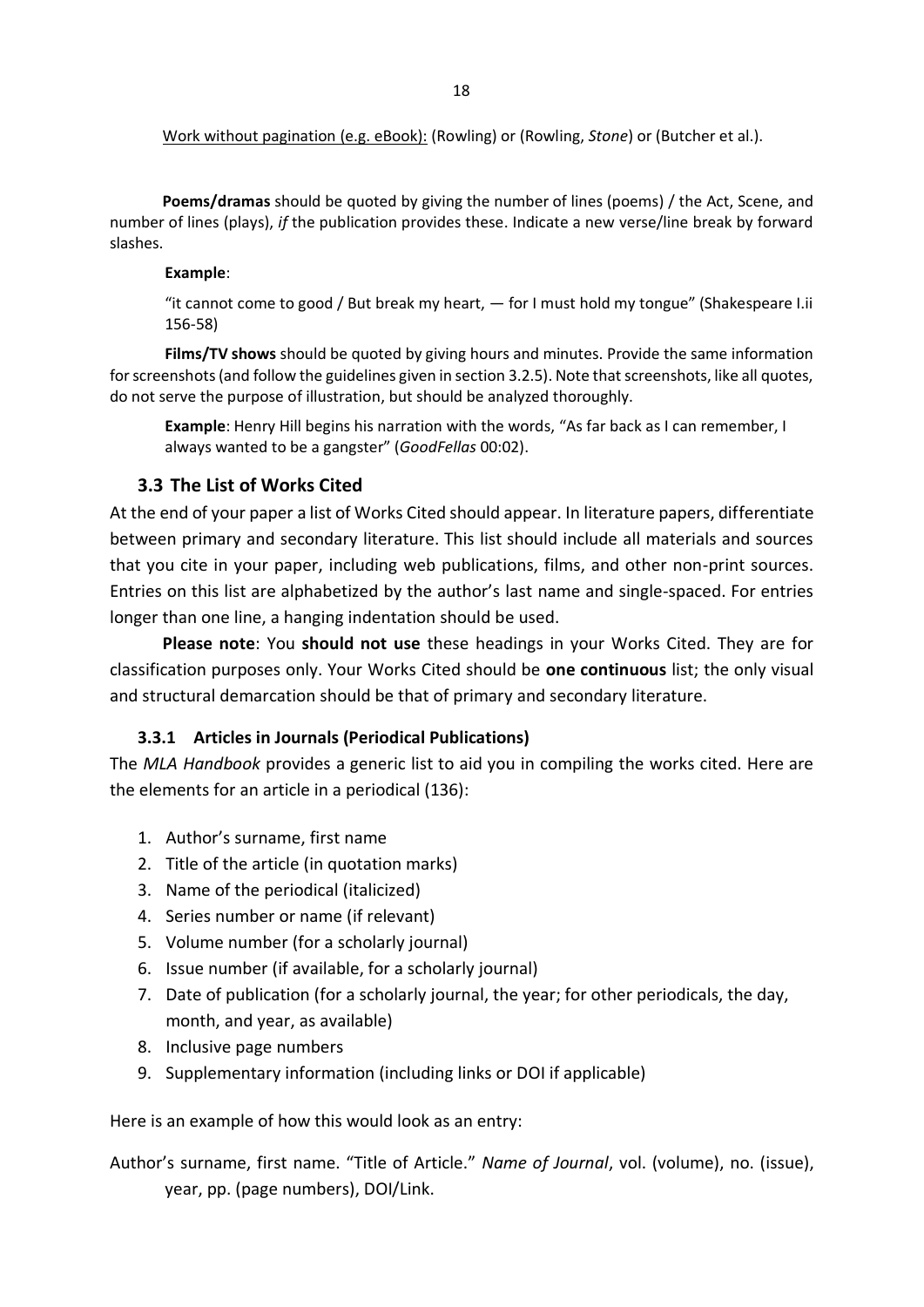<u>Work without pagination (e.g. eBook):</u> (Rowling) or (Rowling, *Stone*) or (Butcher et al.).

**Poems/dramas** should be quoted by giving the number of lines (poems) / the Act, Scene, and number of lines (plays), *if* the publication provides these. Indicate a new verse/line break by forward slashes.

**Example**:

"it cannot come to good / But break my heart, — for I must hold my tongue" (Shakespeare I.ii 156-58)

**Films/TV shows** should be quoted by giving hours and minutes. Provide the same information for screenshots (and follow the guidelines given in section 3.2.5). Note that screenshots, like all quotes, do not serve the purpose of illustration, but should be analyzed thoroughly.

**Example**: Henry Hill begins his narration with the words, "As far back as I can remember, I always wanted to be a gangster" (*GoodFellas* 00:02).

## 3.3 The List of Works Cited

At the end of your paper a list of Works Cited should appear. In literature papers, differentiate between primary and secondary literature. This list should include all materials and sources that you cite in your paper, including web publications, films, and other non-print sources. Entries on this list are alphabetized by the author's last name and single-spaced. For entries longer than one line, a hanging indentation should be used.

**Please note**: You **should not use** these headings in your Works Cited. They are for classification purposes only. Your Works Cited should be **one continuous** list; the only visual and structural demarcation should be that of primary and secondary literature.

### 3.3.1 Articles in Journals (Periodical Publications)

The *MLA Handbook* provides a generic list to aid you in compiling the works cited. Here are the elements for an article in a periodical (136):

1. Author's surname, first name
2. Title of the article (in quotation marks)
3. Name of the periodical (italicized)
4. Series number or name (if relevant)
5. Volume number (for a scholarly journal)
6. Issue number (if available, for a scholarly journal)
7. Date of publication (for a scholarly journal, the year; for other periodicals, the day, month, and year, as available)
8. Inclusive page numbers
9. Supplementary information (including links or DOI if applicable)

Here is an example of how this would look as an entry:

Author's surname, first name. "Title of Article." *Name of Journal*, vol. (volume), no. (issue), year, pp. (page numbers), DOI/Link.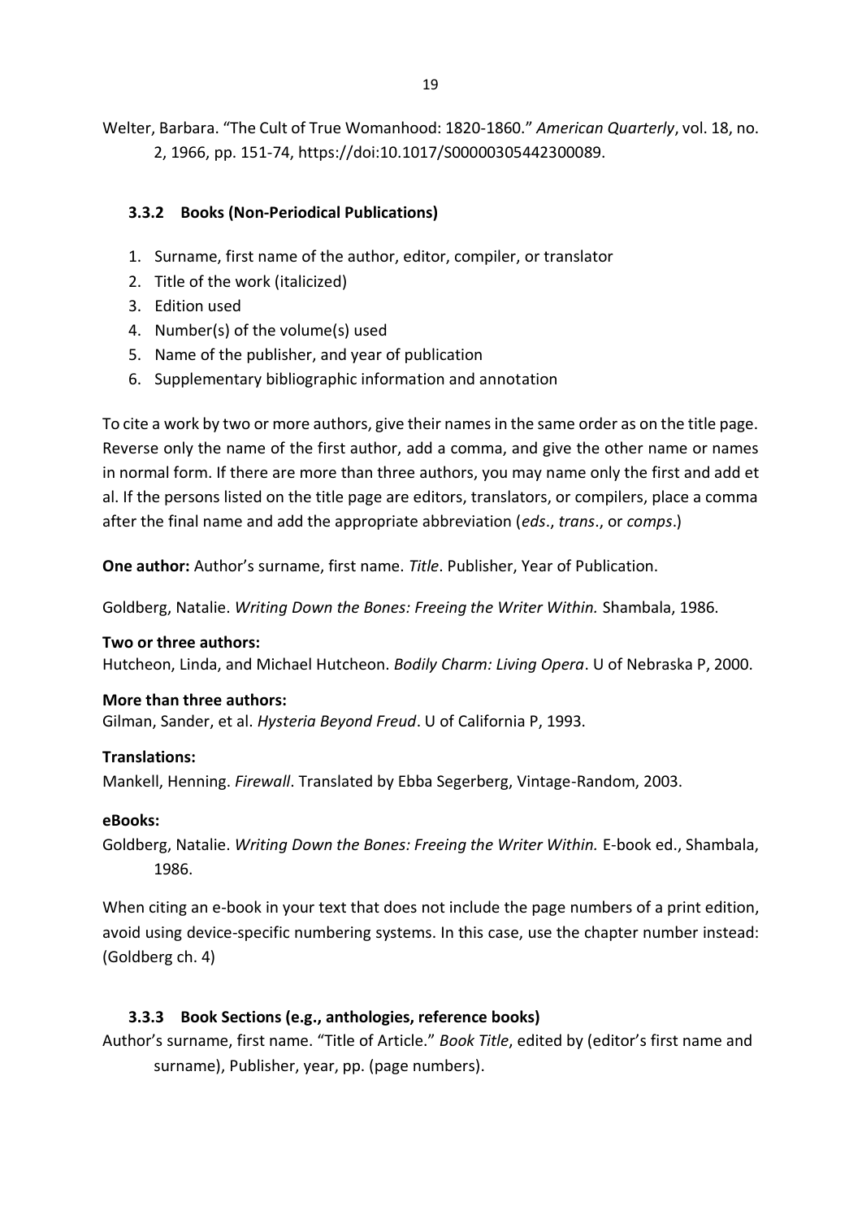Welter, Barbara. "The Cult of True Womanhood: 1820-1860." *American Quarterly*, vol. 18, no. 2, 1966, pp. 151-74, https://doi:10.1017/S00000305442300089.

### 3.3.2 Books (Non-Periodical Publications)

1. Surname, first name of the author, editor, compiler, or translator
2. Title of the work (italicized)
3. Edition used
4. Number(s) of the volume(s) used
5. Name of the publisher, and year of publication
6. Supplementary bibliographic information and annotation

To cite a work by two or more authors, give their names in the same order as on the title page. Reverse only the name of the first author, add a comma, and give the other name or names in normal form. If there are more than three authors, you may name only the first and add et al. If the persons listed on the title page are editors, translators, or compilers, place a comma after the final name and add the appropriate abbreviation (*eds*., *trans*., or *comps*.)

**One author:** Author's surname, first name. *Title*. Publisher, Year of Publication.

Goldberg, Natalie. *Writing Down the Bones: Freeing the Writer Within.* Shambala, 1986.

**Two or three authors:**
Hutcheon, Linda, and Michael Hutcheon. *Bodily Charm: Living Opera*. U of Nebraska P, 2000.

**More than three authors:**
Gilman, Sander, et al. *Hysteria Beyond Freud*. U of California P, 1993.

**Translations:**
Mankell, Henning. *Firewall*. Translated by Ebba Segerberg, Vintage-Random, 2003.

**eBooks:**
Goldberg, Natalie. *Writing Down the Bones: Freeing the Writer Within.* E-book ed., Shambala, 1986.

When citing an e-book in your text that does not include the page numbers of a print edition, avoid using device-specific numbering systems. In this case, use the chapter number instead: (Goldberg ch. 4)

### 3.3.3 Book Sections (e.g., anthologies, reference books)

Author's surname, first name. "Title of Article." *Book Title*, edited by (editor's first name and surname), Publisher, year, pp. (page numbers).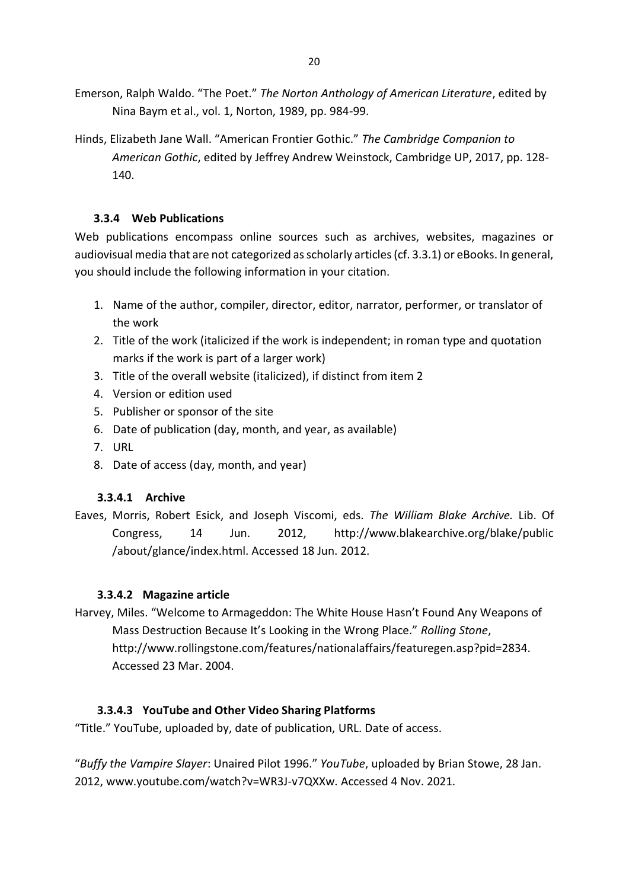Emerson, Ralph Waldo. "The Poet." *The Norton Anthology of American Literature*, edited by Nina Baym et al., vol. 1, Norton, 1989, pp. 984-99.

Hinds, Elizabeth Jane Wall. "American Frontier Gothic." *The Cambridge Companion to American Gothic*, edited by Jeffrey Andrew Weinstock, Cambridge UP, 2017, pp. 128-140.

### 3.3.4 Web Publications

Web publications encompass online sources such as archives, websites, magazines or audiovisual media that are not categorized as scholarly articles (cf. 3.3.1) or eBooks. In general, you should include the following information in your citation.

1. Name of the author, compiler, director, editor, narrator, performer, or translator of the work
2. Title of the work (italicized if the work is independent; in roman type and quotation marks if the work is part of a larger work)
3. Title of the overall website (italicized), if distinct from item 2
4. Version or edition used
5. Publisher or sponsor of the site
6. Date of publication (day, month, and year, as available)
7. URL
8. Date of access (day, month, and year)

#### 3.3.4.1 Archive

Eaves, Morris, Robert Esick, and Joseph Viscomi, eds. *The William Blake Archive.* Lib. Of Congress, 14 Jun. 2012, http://www.blakearchive.org/blake/public /about/glance/index.html. Accessed 18 Jun. 2012.

#### 3.3.4.2 Magazine article

Harvey, Miles. "Welcome to Armageddon: The White House Hasn't Found Any Weapons of Mass Destruction Because It's Looking in the Wrong Place." *Rolling Stone*, http://www.rollingstone.com/features/nationalaffairs/featuregen.asp?pid=2834. Accessed 23 Mar. 2004.

#### 3.3.4.3 YouTube and Other Video Sharing Platforms

"Title." YouTube, uploaded by, date of publication, URL. Date of access.

"*Buffy the Vampire Slayer*: Unaired Pilot 1996." *YouTube*, uploaded by Brian Stowe, 28 Jan. 2012, www.youtube.com/watch?v=WR3J-v7QXXw. Accessed 4 Nov. 2021.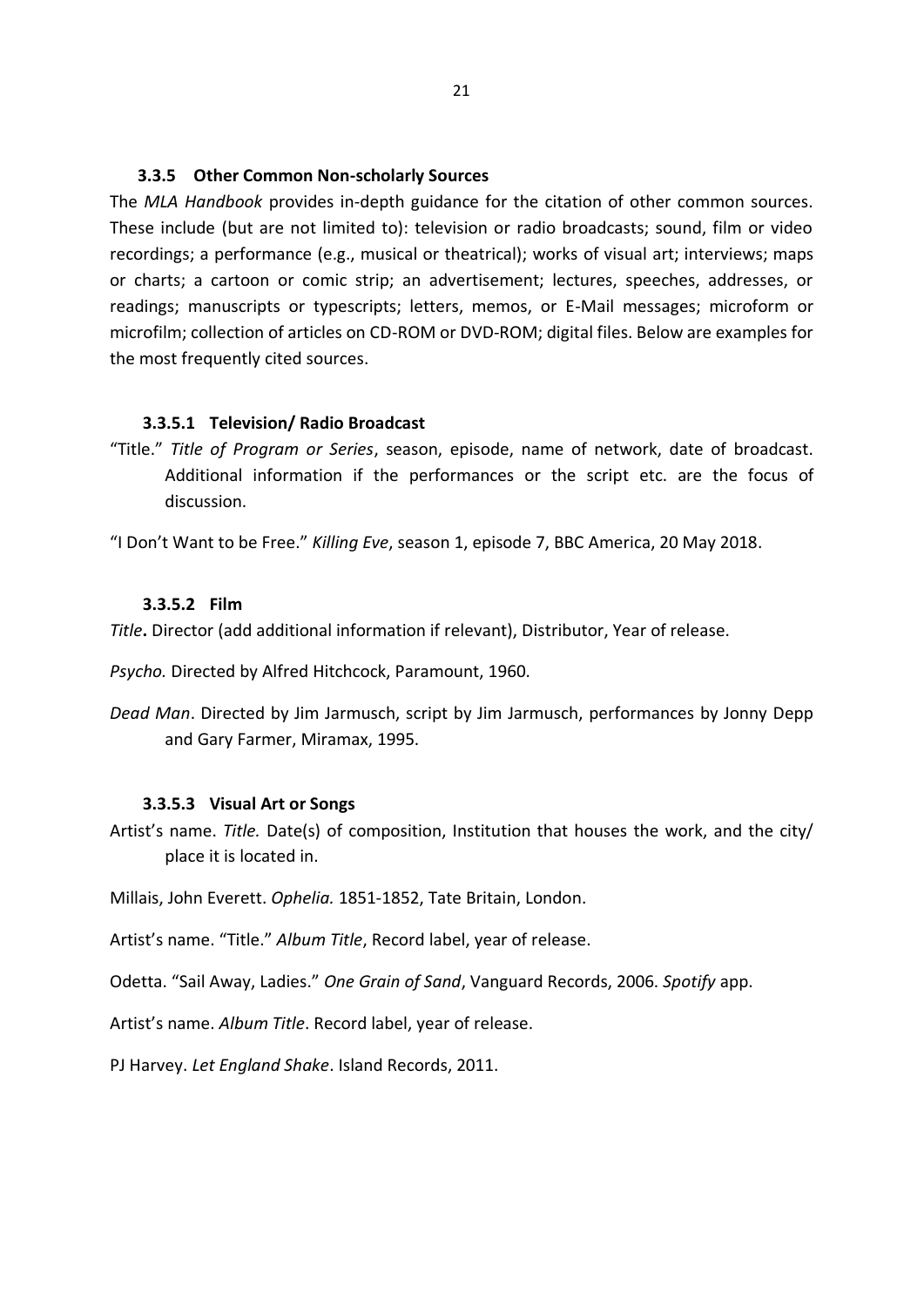### 3.3.5 Other Common Non-scholarly Sources

The *MLA Handbook* provides in-depth guidance for the citation of other common sources. These include (but are not limited to): television or radio broadcasts; sound, film or video recordings; a performance (e.g., musical or theatrical); works of visual art; interviews; maps or charts; a cartoon or comic strip; an advertisement; lectures, speeches, addresses, or readings; manuscripts or typescripts; letters, memos, or E-Mail messages; microform or microfilm; collection of articles on CD-ROM or DVD-ROM; digital files. Below are examples for the most frequently cited sources.

#### 3.3.5.1 Television/ Radio Broadcast

"Title." *Title of Program or Series*, season, episode, name of network, date of broadcast. Additional information if the performances or the script etc. are the focus of discussion.

"I Don't Want to be Free." *Killing Eve*, season 1, episode 7, BBC America, 20 May 2018.

#### 3.3.5.2 Film

*Title***.** Director (add additional information if relevant), Distributor, Year of release.

*Psycho.* Directed by Alfred Hitchcock, Paramount, 1960.

*Dead Man*. Directed by Jim Jarmusch, script by Jim Jarmusch, performances by Jonny Depp and Gary Farmer, Miramax, 1995.

#### 3.3.5.3 Visual Art or Songs

Artist's name. *Title.* Date(s) of composition, Institution that houses the work, and the city/ place it is located in.

Millais, John Everett. *Ophelia.* 1851-1852, Tate Britain, London.

Artist's name. "Title." *Album Title*, Record label, year of release.

Odetta. "Sail Away, Ladies." *One Grain of Sand*, Vanguard Records, 2006. *Spotify* app.

Artist's name. *Album Title*. Record label, year of release.

PJ Harvey. *Let England Shake*. Island Records, 2011.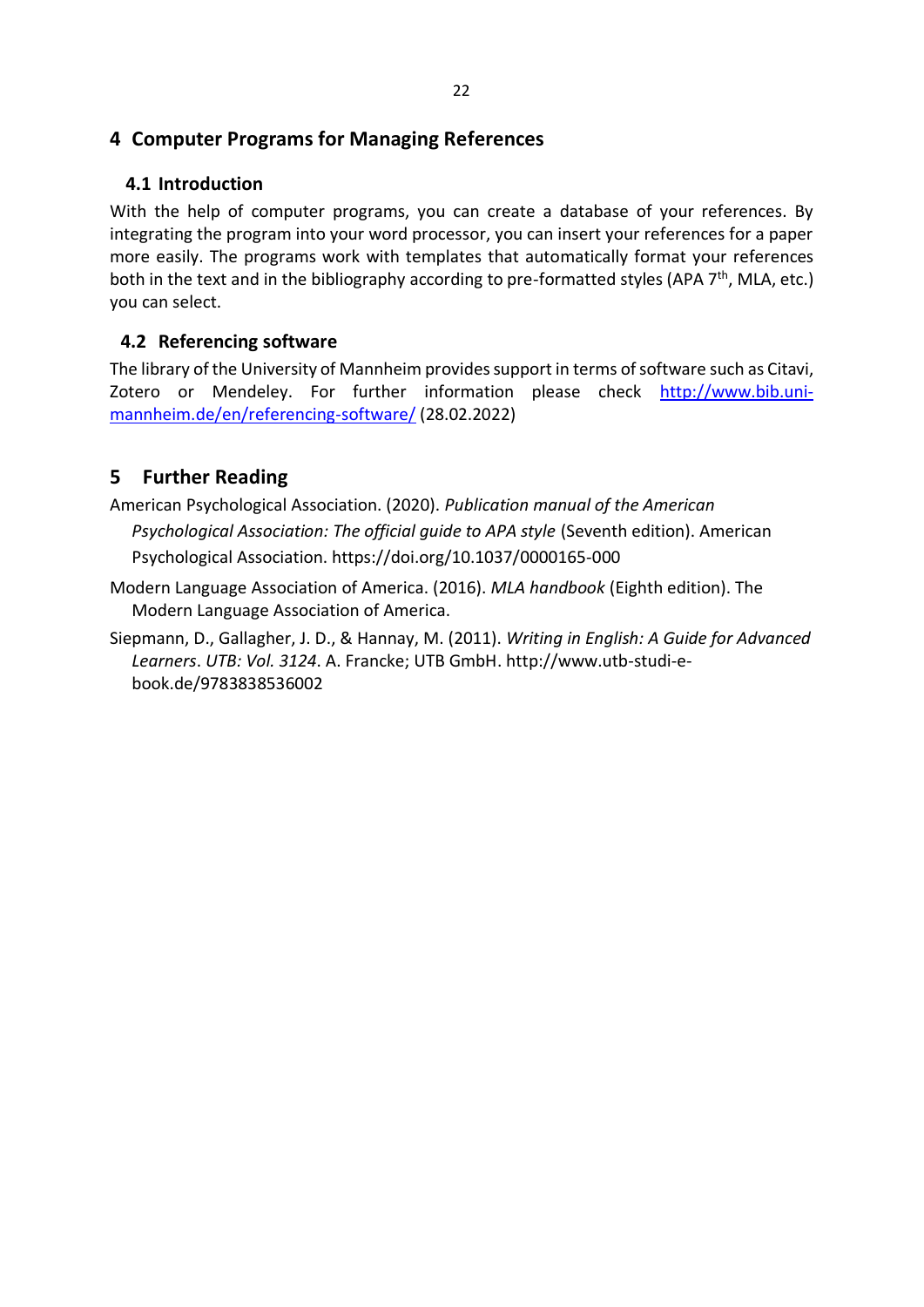# 4 Computer Programs for Managing References

## 4.1 Introduction

With the help of computer programs, you can create a database of your references. By integrating the program into your word processor, you can insert your references for a paper more easily. The programs work with templates that automatically format your references both in the text and in the bibliography according to pre-formatted styles (APA 7th, MLA, etc.) you can select.

## 4.2 Referencing software

The library of the University of Mannheim provides support in terms of software such as Citavi, Zotero or Mendeley. For further information please check [http://www.bib.uni-mannheim.de/en/referencing-software/](http://www.bib.uni-mannheim.de/en/referencing-software/) (28.02.2022)

# 5 Further Reading

American Psychological Association. (2020). *Publication manual of the American Psychological Association: The official guide to APA style* (Seventh edition). American Psychological Association. https://doi.org/10.1037/0000165-000

Modern Language Association of America. (2016). *MLA handbook* (Eighth edition). The Modern Language Association of America.

Siepmann, D., Gallagher, J. D., & Hannay, M. (2011). *Writing in English: A Guide for Advanced Learners*. *UTB: Vol. 3124*. A. Francke; UTB GmbH. http://www.utb-studi-e-book.de/9783838536002